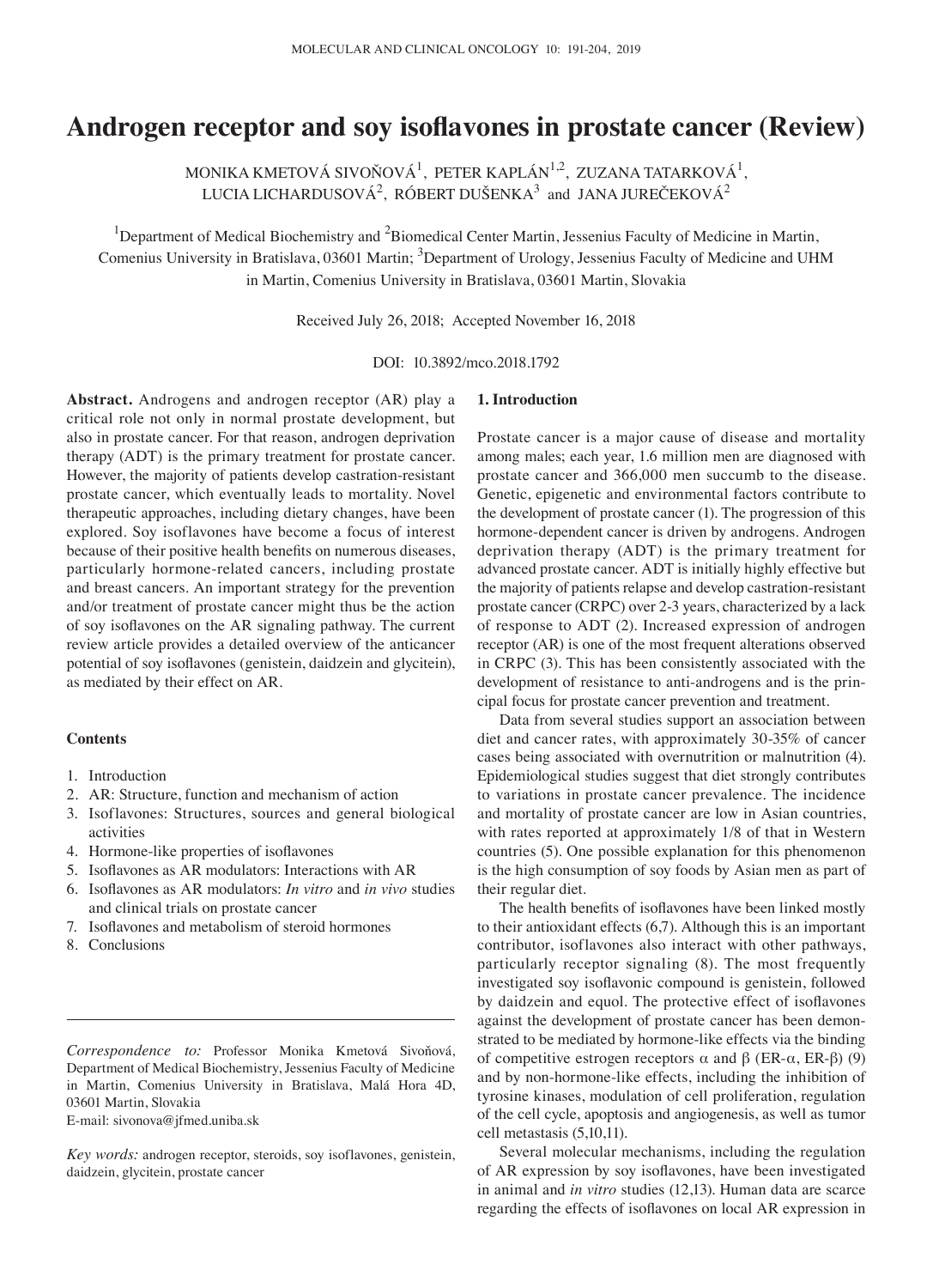# Androgen receptor and soy isoflavones in prostate cancer (Review)

MONIKA KMETOVÁ SIVOŇOVÁ[1], PETER KAPLÁN[1,2], ZUZANA TATARKOVÁ[1], LUCIA LICHARDUSOVÁ[2], RÓBERT DUŠENKA[3] and JANA JUREČEKOVÁ[2]

[1]Department of Medical Biochemistry and [2]Biomedical Center Martin, Jessenius Faculty of Medicine in Martin, Comenius University in Bratislava, 03601 Martin; [3]Department of Urology, Jessenius Faculty of Medicine and UHM in Martin, Comenius University in Bratislava, 03601 Martin, Slovakia

Received July 26, 2018; Accepted November 16, 2018

DOI: 10.3892/mco.2018.1792

**Abstract.** Androgens and androgen receptor (AR) play a critical role not only in normal prostate development, but also in prostate cancer. For that reason, androgen deprivation therapy (ADT) is the primary treatment for prostate cancer. However, the majority of patients develop castration-resistant prostate cancer, which eventually leads to mortality. Novel therapeutic approaches, including dietary changes, have been explored. Soy isoflavones have become a focus of interest because of their positive health benefits on numerous diseases, particularly hormone-related cancers, including prostate and breast cancers. An important strategy for the prevention and/or treatment of prostate cancer might thus be the action of soy isoflavones on the AR signaling pathway. The current review article provides a detailed overview of the anticancer potential of soy isoflavones (genistein, daidzein and glycitein), as mediated by their effect on AR.

**Contents**

1. Introduction
2. AR: Structure, function and mechanism of action
3. Isoflavones: Structures, sources and general biological activities
4. Hormone-like properties of isoflavones
5. Isoflavones as AR modulators: Interactions with AR
6. Isoflavones as AR modulators: *In vitro* and *in vivo* studies and clinical trials on prostate cancer
7. Isoflavones and metabolism of steroid hormones
8. Conclusions

*Correspondence to:* Professor Monika Kmetová Sivoňová, Department of Medical Biochemistry, Jessenius Faculty of Medicine in Martin, Comenius University in Bratislava, Malá Hora 4D, 03601 Martin, Slovakia
E-mail: sivonova@jfmed.uniba.sk

*Key words:* androgen receptor, steroids, soy isoflavones, genistein, daidzein, glycitein, prostate cancer

## 1. Introduction

Prostate cancer is a major cause of disease and mortality among males; each year, 1.6 million men are diagnosed with prostate cancer and 366,000 men succumb to the disease. Genetic, epigenetic and environmental factors contribute to the development of prostate cancer (1). The progression of this hormone-dependent cancer is driven by androgens. Androgen deprivation therapy (ADT) is the primary treatment for advanced prostate cancer. ADT is initially highly effective but the majority of patients relapse and develop castration-resistant prostate cancer (CRPC) over 2-3 years, characterized by a lack of response to ADT (2). Increased expression of androgen receptor (AR) is one of the most frequent alterations observed in CRPC (3). This has been consistently associated with the development of resistance to anti-androgens and is the principal focus for prostate cancer prevention and treatment.

Data from several studies support an association between diet and cancer rates, with approximately 30-35% of cancer cases being associated with overnutrition or malnutrition (4). Epidemiological studies suggest that diet strongly contributes to variations in prostate cancer prevalence. The incidence and mortality of prostate cancer are low in Asian countries, with rates reported at approximately 1/8 of that in Western countries (5). One possible explanation for this phenomenon is the high consumption of soy foods by Asian men as part of their regular diet.

The health benefits of isoflavones have been linked mostly to their antioxidant effects (6,7). Although this is an important contributor, isoflavones also interact with other pathways, particularly receptor signaling (8). The most frequently investigated soy isoflavonic compound is genistein, followed by daidzein and equol. The protective effect of isoflavones against the development of prostate cancer has been demonstrated to be mediated by hormone-like effects via the binding of competitive estrogen receptors α and β (ER-α, ER-β) (9) and by non-hormone-like effects, including the inhibition of tyrosine kinases, modulation of cell proliferation, regulation of the cell cycle, apoptosis and angiogenesis, as well as tumor cell metastasis (5,10,11).

Several molecular mechanisms, including the regulation of AR expression by soy isoflavones, have been investigated in animal and *in vitro* studies (12,13). Human data are scarce regarding the effects of isoflavones on local AR expression in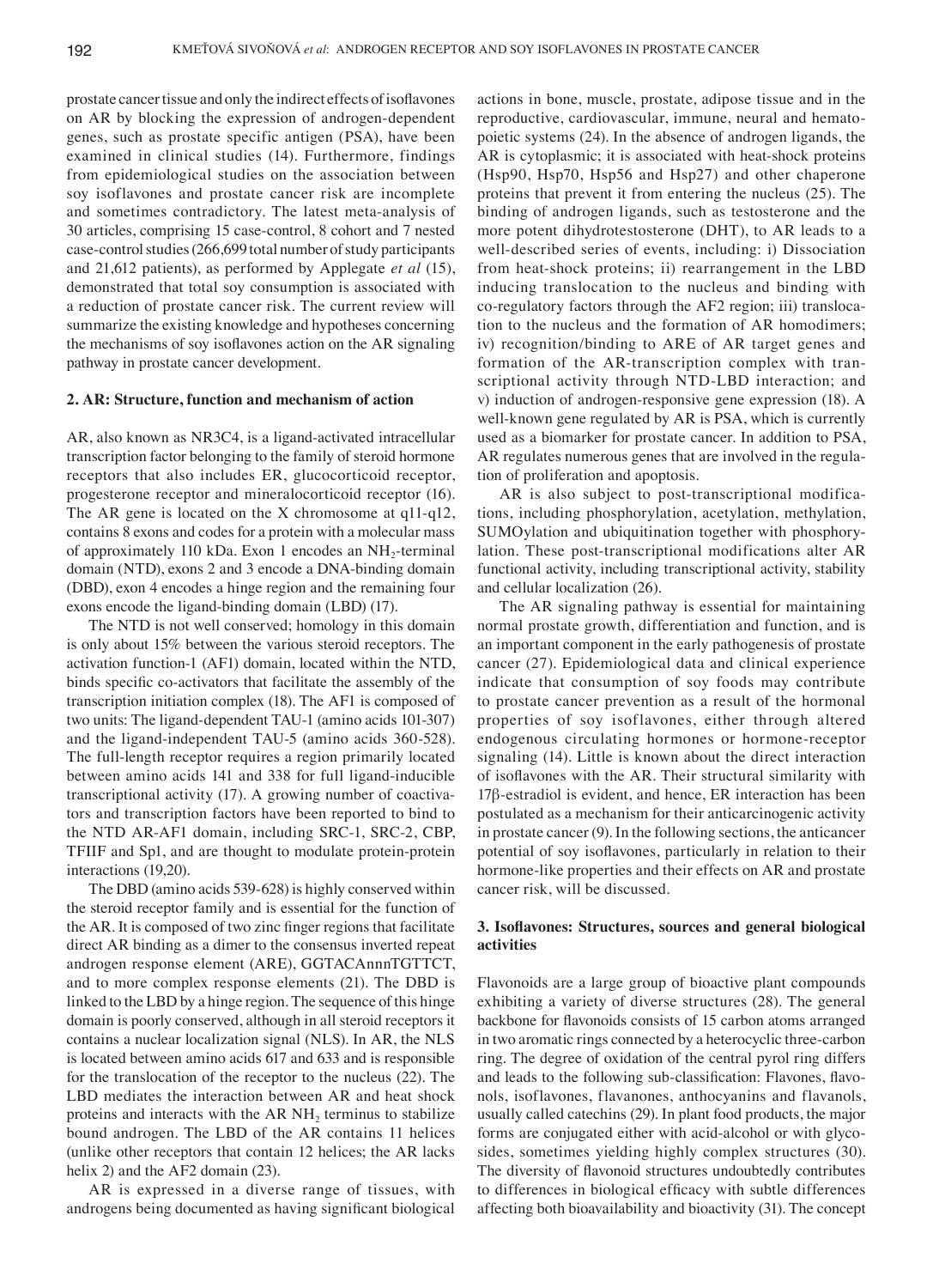prostate cancer tissue and only the indirect effects of isoflavones on AR by blocking the expression of androgen-dependent genes, such as prostate specific antigen (PSA), have been examined in clinical studies (14). Furthermore, findings from epidemiological studies on the association between soy isoflavones and prostate cancer risk are incomplete and sometimes contradictory. The latest meta-analysis of 30 articles, comprising 15 case-control, 8 cohort and 7 nested case-control studies (266,699 total number of study participants and 21,612 patients), as performed by Applegate *et al* (15), demonstrated that total soy consumption is associated with a reduction of prostate cancer risk. The current review will summarize the existing knowledge and hypotheses concerning the mechanisms of soy isoflavones action on the AR signaling pathway in prostate cancer development.

## 2. AR: Structure, function and mechanism of action

AR, also known as NR3C4, is a ligand-activated intracellular transcription factor belonging to the family of steroid hormone receptors that also includes ER, glucocorticoid receptor, progesterone receptor and mineralocorticoid receptor (16). The AR gene is located on the X chromosome at q11-q12, contains 8 exons and codes for a protein with a molecular mass of approximately 110 kDa. Exon 1 encodes an $NH_2$-terminal domain (NTD), exons 2 and 3 encode a DNA-binding domain (DBD), exon 4 encodes a hinge region and the remaining four exons encode the ligand-binding domain (LBD) (17).

The NTD is not well conserved; homology in this domain is only about 15% between the various steroid receptors. The activation function-1 (AF1) domain, located within the NTD, binds specific co-activators that facilitate the assembly of the transcription initiation complex (18). The AF1 is composed of two units: The ligand-dependent TAU-1 (amino acids 101-307) and the ligand-independent TAU-5 (amino acids 360-528). The full-length receptor requires a region primarily located between amino acids 141 and 338 for full ligand-inducible transcriptional activity (17). A growing number of coactivators and transcription factors have been reported to bind to the NTD AR-AF1 domain, including SRC-1, SRC-2, CBP, TFIIF and Sp1, and are thought to modulate protein-protein interactions (19,20).

The DBD (amino acids 539-628) is highly conserved within the steroid receptor family and is essential for the function of the AR. It is composed of two zinc finger regions that facilitate direct AR binding as a dimer to the consensus inverted repeat androgen response element (ARE), GGTACAnnnTGTTCT, and to more complex response elements (21). The DBD is linked to the LBD by a hinge region. The sequence of this hinge domain is poorly conserved, although in all steroid receptors it contains a nuclear localization signal (NLS). In AR, the NLS is located between amino acids 617 and 633 and is responsible for the translocation of the receptor to the nucleus (22). The LBD mediates the interaction between AR and heat shock proteins and interacts with the AR $NH_2$ terminus to stabilize bound androgen. The LBD of the AR contains 11 helices (unlike other receptors that contain 12 helices; the AR lacks helix 2) and the AF2 domain (23).

AR is expressed in a diverse range of tissues, with androgens being documented as having significant biological actions in bone, muscle, prostate, adipose tissue and in the reproductive, cardiovascular, immune, neural and hematopoietic systems (24). In the absence of androgen ligands, the AR is cytoplasmic; it is associated with heat-shock proteins (Hsp90, Hsp70, Hsp56 and Hsp27) and other chaperone proteins that prevent it from entering the nucleus (25). The binding of androgen ligands, such as testosterone and the more potent dihydrotestosterone (DHT), to AR leads to a well-described series of events, including: i) Dissociation from heat-shock proteins; ii) rearrangement in the LBD inducing translocation to the nucleus and binding with co-regulatory factors through the AF2 region; iii) translocation to the nucleus and the formation of AR homodimers; iv) recognition/binding to ARE of AR target genes and formation of the AR-transcription complex with transcriptional activity through NTD-LBD interaction; and v) induction of androgen-responsive gene expression (18). A well-known gene regulated by AR is PSA, which is currently used as a biomarker for prostate cancer. In addition to PSA, AR regulates numerous genes that are involved in the regulation of proliferation and apoptosis.

AR is also subject to post-transcriptional modifications, including phosphorylation, acetylation, methylation, SUMOylation and ubiquitination together with phosphorylation. These post-transcriptional modifications alter AR functional activity, including transcriptional activity, stability and cellular localization (26).

The AR signaling pathway is essential for maintaining normal prostate growth, differentiation and function, and is an important component in the early pathogenesis of prostate cancer (27). Epidemiological data and clinical experience indicate that consumption of soy foods may contribute to prostate cancer prevention as a result of the hormonal properties of soy isoflavones, either through altered endogenous circulating hormones or hormone-receptor signaling (14). Little is known about the direct interaction of isoflavones with the AR. Their structural similarity with 17β-estradiol is evident, and hence, ER interaction has been postulated as a mechanism for their anticarcinogenic activity in prostate cancer (9). In the following sections, the anticancer potential of soy isoflavones, particularly in relation to their hormone-like properties and their effects on AR and prostate cancer risk, will be discussed.

## 3. Isoflavones: Structures, sources and general biological activities

Flavonoids are a large group of bioactive plant compounds exhibiting a variety of diverse structures (28). The general backbone for flavonoids consists of 15 carbon atoms arranged in two aromatic rings connected by a heterocyclic three-carbon ring. The degree of oxidation of the central pyrol ring differs and leads to the following sub-classification: Flavones, flavonols, isoflavones, flavanones, anthocyanins and flavanols, usually called catechins (29). In plant food products, the major forms are conjugated either with acid-alcohol or with glycosides, sometimes yielding highly complex structures (30). The diversity of flavonoid structures undoubtedly contributes to differences in biological efficacy with subtle differences affecting both bioavailability and bioactivity (31). The concept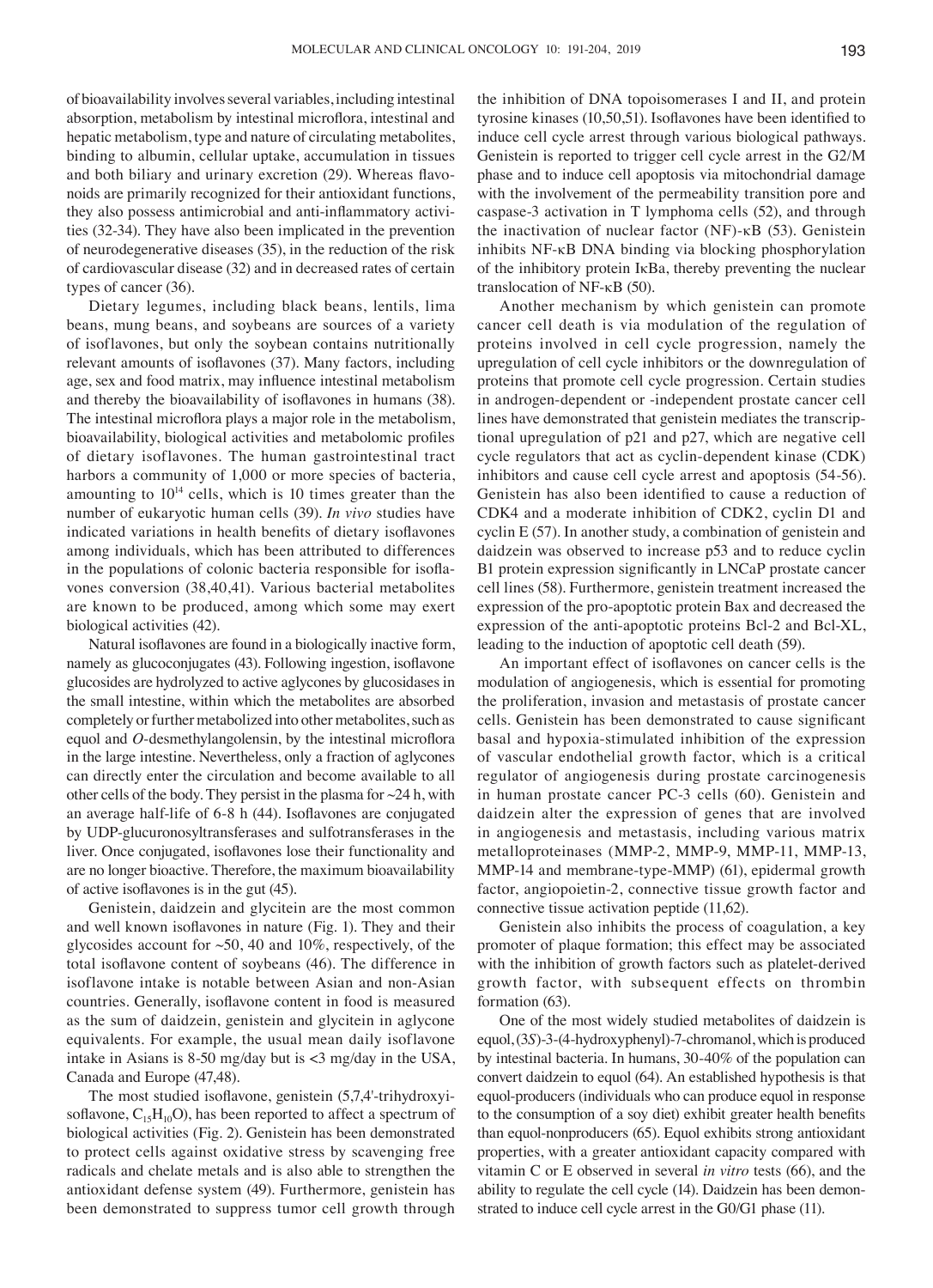of bioavailability involves several variables, including intestinal absorption, metabolism by intestinal microflora, intestinal and hepatic metabolism, type and nature of circulating metabolites, binding to albumin, cellular uptake, accumulation in tissues and both biliary and urinary excretion (29). Whereas flavonoids are primarily recognized for their antioxidant functions, they also possess antimicrobial and anti-inflammatory activities (32-34). They have also been implicated in the prevention of neurodegenerative diseases (35), in the reduction of the risk of cardiovascular disease (32) and in decreased rates of certain types of cancer (36).

Dietary legumes, including black beans, lentils, lima beans, mung beans, and soybeans are sources of a variety of isoflavones, but only the soybean contains nutritionally relevant amounts of isoflavones (37). Many factors, including age, sex and food matrix, may influence intestinal metabolism and thereby the bioavailability of isoflavones in humans (38). The intestinal microflora plays a major role in the metabolism, bioavailability, biological activities and metabolomic profiles of dietary isoflavones. The human gastrointestinal tract harbors a community of 1,000 or more species of bacteria, amounting to $10^{14}$ cells, which is 10 times greater than the number of eukaryotic human cells (39). *In vivo* studies have indicated variations in health benefits of dietary isoflavones among individuals, which has been attributed to differences in the populations of colonic bacteria responsible for isoflavones conversion (38,40,41). Various bacterial metabolites are known to be produced, among which some may exert biological activities (42).

Natural isoflavones are found in a biologically inactive form, namely as glucoconjugates (43). Following ingestion, isoflavone glucosides are hydrolyzed to active aglycones by glucosidases in the small intestine, within which the metabolites are absorbed completely or further metabolized into other metabolites, such as equol and *O*-desmethylangolensin, by the intestinal microflora in the large intestine. Nevertheless, only a fraction of aglycones can directly enter the circulation and become available to all other cells of the body. They persist in the plasma for ~24 h, with an average half-life of 6-8 h (44). Isoflavones are conjugated by UDP-glucuronosyltransferases and sulfotransferases in the liver. Once conjugated, isoflavones lose their functionality and are no longer bioactive. Therefore, the maximum bioavailability of active isoflavones is in the gut (45).

Genistein, daidzein and glycitein are the most common and well known isoflavones in nature (Fig. 1). They and their glycosides account for ~50, 40 and 10%, respectively, of the total isoflavone content of soybeans (46). The difference in isoflavone intake is notable between Asian and non-Asian countries. Generally, isoflavone content in food is measured as the sum of daidzein, genistein and glycitein in aglycone equivalents. For example, the usual mean daily isoflavone intake in Asians is 8-50 mg/day but is <3 mg/day in the USA, Canada and Europe (47,48).

The most studied isoflavone, genistein (5,7,4'-trihydroxyisoflavone, $C_{15}H_{10}O$), has been reported to affect a spectrum of biological activities (Fig. 2). Genistein has been demonstrated to protect cells against oxidative stress by scavenging free radicals and chelate metals and is also able to strengthen the antioxidant defense system (49). Furthermore, genistein has been demonstrated to suppress tumor cell growth through the inhibition of DNA topoisomerases I and II, and protein tyrosine kinases (10,50,51). Isoflavones have been identified to induce cell cycle arrest through various biological pathways. Genistein is reported to trigger cell cycle arrest in the G2/M phase and to induce cell apoptosis via mitochondrial damage with the involvement of the permeability transition pore and caspase-3 activation in T lymphoma cells (52), and through the inactivation of nuclear factor (NF)-κB (53). Genistein inhibits NF-κB DNA binding via blocking phosphorylation of the inhibitory protein IκBa, thereby preventing the nuclear translocation of NF-κB (50).

Another mechanism by which genistein can promote cancer cell death is via modulation of the regulation of proteins involved in cell cycle progression, namely the upregulation of cell cycle inhibitors or the downregulation of proteins that promote cell cycle progression. Certain studies in androgen-dependent or -independent prostate cancer cell lines have demonstrated that genistein mediates the transcriptional upregulation of p21 and p27, which are negative cell cycle regulators that act as cyclin-dependent kinase (CDK) inhibitors and cause cell cycle arrest and apoptosis (54-56). Genistein has also been identified to cause a reduction of CDK4 and a moderate inhibition of CDK2, cyclin D1 and cyclin E (57). In another study, a combination of genistein and daidzein was observed to increase p53 and to reduce cyclin B1 protein expression significantly in LNCaP prostate cancer cell lines (58). Furthermore, genistein treatment increased the expression of the pro-apoptotic protein Bax and decreased the expression of the anti-apoptotic proteins Bcl-2 and Bcl-XL, leading to the induction of apoptotic cell death (59).

An important effect of isoflavones on cancer cells is the modulation of angiogenesis, which is essential for promoting the proliferation, invasion and metastasis of prostate cancer cells. Genistein has been demonstrated to cause significant basal and hypoxia-stimulated inhibition of the expression of vascular endothelial growth factor, which is a critical regulator of angiogenesis during prostate carcinogenesis in human prostate cancer PC-3 cells (60). Genistein and daidzein alter the expression of genes that are involved in angiogenesis and metastasis, including various matrix metalloproteinases (MMP-2, MMP-9, MMP-11, MMP-13, MMP-14 and membrane-type-MMP) (61), epidermal growth factor, angiopoietin-2, connective tissue growth factor and connective tissue activation peptide (11,62).

Genistein also inhibits the process of coagulation, a key promoter of plaque formation; this effect may be associated with the inhibition of growth factors such as platelet-derived growth factor, with subsequent effects on thrombin formation (63).

One of the most widely studied metabolites of daidzein is equol, (3*S*)-3-(4-hydroxyphenyl)-7-chromanol, which is produced by intestinal bacteria. In humans, 30-40% of the population can convert daidzein to equol (64). An established hypothesis is that equol-producers (individuals who can produce equol in response to the consumption of a soy diet) exhibit greater health benefits than equol-nonproducers (65). Equol exhibits strong antioxidant properties, with a greater antioxidant capacity compared with vitamin C or E observed in several *in vitro* tests (66), and the ability to regulate the cell cycle (14). Daidzein has been demonstrated to induce cell cycle arrest in the G0/G1 phase (11).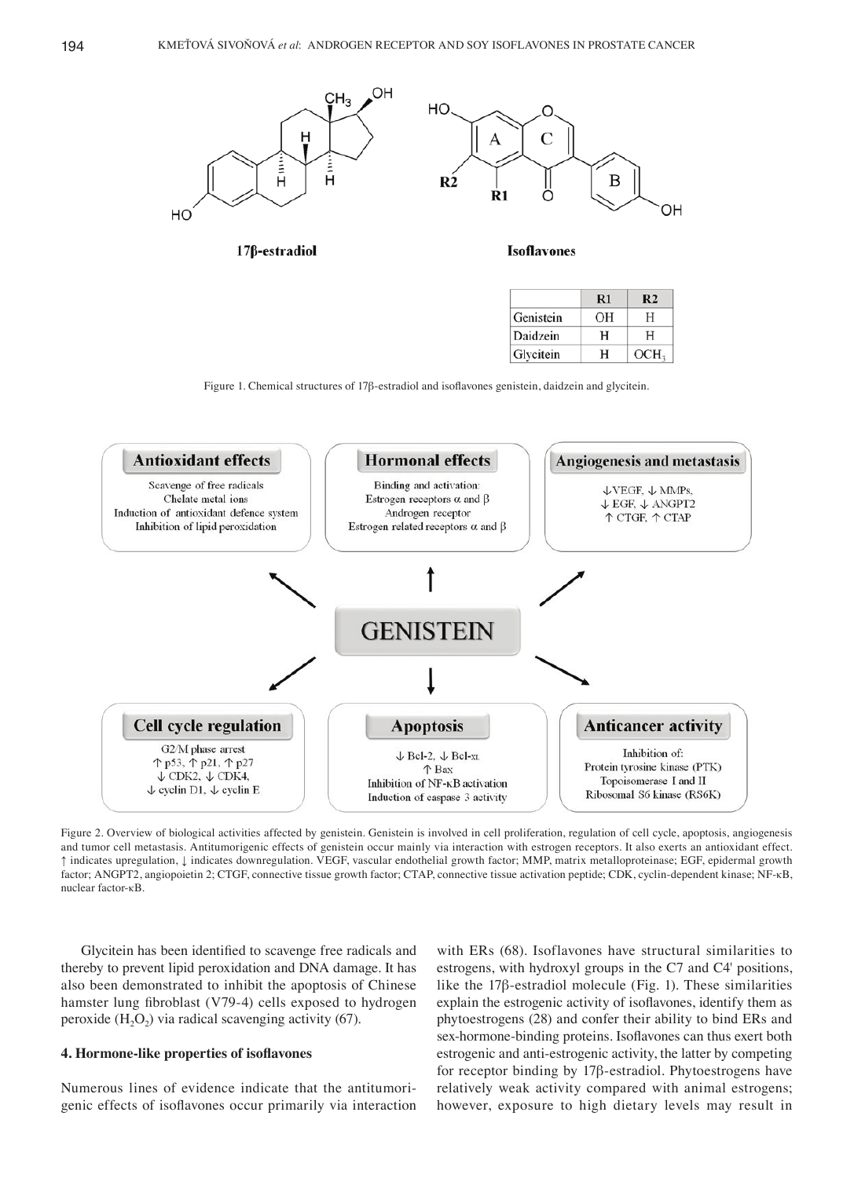| | R1 | R2 |
|---|---|---|
| Genistein | OH | H |
| Daidzein | H | H |
| Glycitein | H | $OCH_3$ |

Figure 1. Chemical structures of 17β-estradiol and isoflavones genistein, daidzein and glycitein.

Figure 2. Overview of biological activities affected by genistein. Genistein is involved in cell proliferation, regulation of cell cycle, apoptosis, angiogenesis and tumor cell metastasis. Antitumorigenic effects of genistein occur mainly via interaction with estrogen receptors. It also exerts an antioxidant effect. ↑ indicates upregulation, ↓ indicates downregulation. VEGF, vascular endothelial growth factor; MMP, matrix metalloproteinase; EGF, epidermal growth factor; ANGPT2, angiopoietin 2; CTGF, connective tissue growth factor; CTAP, connective tissue activation peptide; CDK, cyclin-dependent kinase; NF-κB, nuclear factor-κB.

Glycitein has been identified to scavenge free radicals and thereby to prevent lipid peroxidation and DNA damage. It has also been demonstrated to inhibit the apoptosis of Chinese hamster lung fibroblast (V79-4) cells exposed to hydrogen peroxide ($H_2O_2$) via radical scavenging activity (67).

## 4. Hormone-like properties of isoflavones

Numerous lines of evidence indicate that the antitumorigenic effects of isoflavones occur primarily via interaction with ERs (68). Isoflavones have structural similarities to estrogens, with hydroxyl groups in the C7 and C4' positions, like the 17β-estradiol molecule (Fig. 1). These similarities explain the estrogenic activity of isoflavones, identify them as phytoestrogens (28) and confer their ability to bind ERs and sex-hormone-binding proteins. Isoflavones can thus exert both estrogenic and anti-estrogenic activity, the latter by competing for receptor binding by 17β-estradiol. Phytoestrogens have relatively weak activity compared with animal estrogens; however, exposure to high dietary levels may result in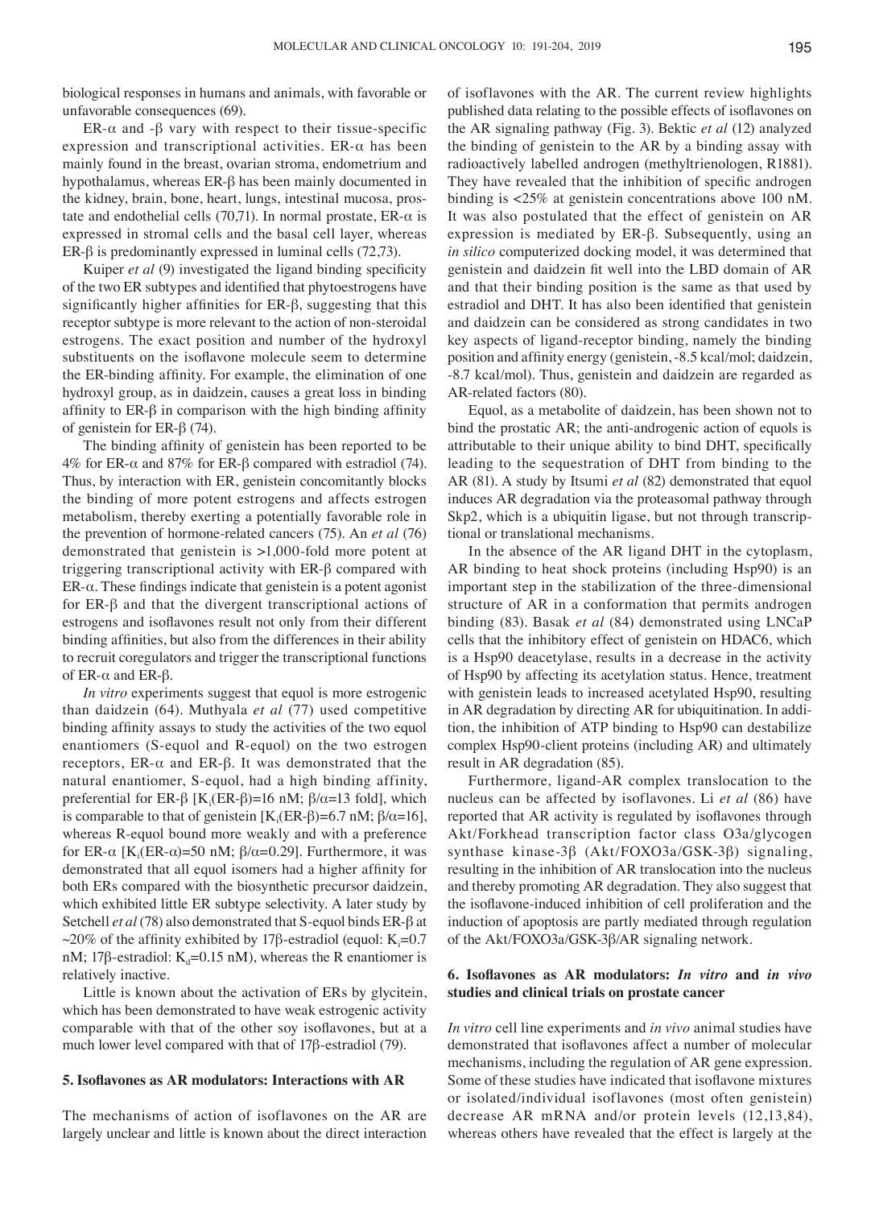biological responses in humans and animals, with favorable or unfavorable consequences (69).

ER-α and -β vary with respect to their tissue-specific expression and transcriptional activities. ER-α has been mainly found in the breast, ovarian stroma, endometrium and hypothalamus, whereas ER-β has been mainly documented in the kidney, brain, bone, heart, lungs, intestinal mucosa, prostate and endothelial cells (70,71). In normal prostate, ER-α is expressed in stromal cells and the basal cell layer, whereas ER-β is predominantly expressed in luminal cells (72,73).

Kuiper *et al* (9) investigated the ligand binding specificity of the two ER subtypes and identified that phytoestrogens have significantly higher affinities for ER-β, suggesting that this receptor subtype is more relevant to the action of non-steroidal estrogens. The exact position and number of the hydroxyl substituents on the isoflavone molecule seem to determine the ER-binding affinity. For example, the elimination of one hydroxyl group, as in daidzein, causes a great loss in binding affinity to ER-β in comparison with the high binding affinity of genistein for ER-β (74).

The binding affinity of genistein has been reported to be 4% for ER-α and 87% for ER-β compared with estradiol (74). Thus, by interaction with ER, genistein concomitantly blocks the binding of more potent estrogens and affects estrogen metabolism, thereby exerting a potentially favorable role in the prevention of hormone-related cancers (75). An *et al* (76) demonstrated that genistein is >1,000-fold more potent at triggering transcriptional activity with ER-β compared with ER-α. These findings indicate that genistein is a potent agonist for ER-β and that the divergent transcriptional actions of estrogens and isoflavones result not only from their different binding affinities, but also from the differences in their ability to recruit coregulators and trigger the transcriptional functions of ER-α and ER-β.

*In vitro* experiments suggest that equol is more estrogenic than daidzein (64). Muthyala *et al* (77) used competitive binding affinity assays to study the activities of the two equol enantiomers (S-equol and R-equol) on the two estrogen receptors, ER-α and ER-β. It was demonstrated that the natural enantiomer, S-equol, had a high binding affinity, preferential for ER-β [$K_i$(ER-β)=16 nM; β/α=13 fold], which is comparable to that of genistein [$K_i$(ER-β)=6.7 nM; β/α=16], whereas R-equol bound more weakly and with a preference for ER-α [$K_i$(ER-α)=50 nM; β/α=0.29]. Furthermore, it was demonstrated that all equol isomers had a higher affinity for both ERs compared with the biosynthetic precursor daidzein, which exhibited little ER subtype selectivity. A later study by Setchell *et al* (78) also demonstrated that S-equol binds ER-β at ~20% of the affinity exhibited by 17β-estradiol (equol: $K_i$=0.7 nM; 17β-estradiol: $K_d$=0.15 nM), whereas the R enantiomer is relatively inactive.

Little is known about the activation of ERs by glycitein, which has been demonstrated to have weak estrogenic activity comparable with that of the other soy isoflavones, but at a much lower level compared with that of 17β-estradiol (79).

## 5. Isoflavones as AR modulators: Interactions with AR

The mechanisms of action of isoflavones on the AR are largely unclear and little is known about the direct interaction of isoflavones with the AR. The current review highlights published data relating to the possible effects of isoflavones on the AR signaling pathway (Fig. 3). Bektic *et al* (12) analyzed the binding of genistein to the AR by a binding assay with radioactively labelled androgen (methyltrienologen, R1881). They have revealed that the inhibition of specific androgen binding is <25% at genistein concentrations above 100 nM. It was also postulated that the effect of genistein on AR expression is mediated by ER-β. Subsequently, using an *in silico* computerized docking model, it was determined that genistein and daidzein fit well into the LBD domain of AR and that their binding position is the same as that used by estradiol and DHT. It has also been identified that genistein and daidzein can be considered as strong candidates in two key aspects of ligand-receptor binding, namely the binding position and affinity energy (genistein, -8.5 kcal/mol; daidzein, -8.7 kcal/mol). Thus, genistein and daidzein are regarded as AR-related factors (80).

Equol, as a metabolite of daidzein, has been shown not to bind the prostatic AR; the anti-androgenic action of equols is attributable to their unique ability to bind DHT, specifically leading to the sequestration of DHT from binding to the AR (81). A study by Itsumi *et al* (82) demonstrated that equol induces AR degradation via the proteasomal pathway through Skp2, which is a ubiquitin ligase, but not through transcriptional or translational mechanisms.

In the absence of the AR ligand DHT in the cytoplasm, AR binding to heat shock proteins (including Hsp90) is an important step in the stabilization of the three-dimensional structure of AR in a conformation that permits androgen binding (83). Basak *et al* (84) demonstrated using LNCaP cells that the inhibitory effect of genistein on HDAC6, which is a Hsp90 deacetylase, results in a decrease in the activity of Hsp90 by affecting its acetylation status. Hence, treatment with genistein leads to increased acetylated Hsp90, resulting in AR degradation by directing AR for ubiquitination. In addition, the inhibition of ATP binding to Hsp90 can destabilize complex Hsp90-client proteins (including AR) and ultimately result in AR degradation (85).

Furthermore, ligand-AR complex translocation to the nucleus can be affected by isoflavones. Li *et al* (86) have reported that AR activity is regulated by isoflavones through Akt/Forkhead transcription factor class O3a/glycogen synthase kinase-3β (Akt/FOXO3a/GSK-3β) signaling, resulting in the inhibition of AR translocation into the nucleus and thereby promoting AR degradation. They also suggest that the isoflavone-induced inhibition of cell proliferation and the induction of apoptosis are partly mediated through regulation of the Akt/FOXO3a/GSK-3β/AR signaling network.

## 6. Isoflavones as AR modulators: *In vitro* and *in vivo* studies and clinical trials on prostate cancer

*In vitro* cell line experiments and *in vivo* animal studies have demonstrated that isoflavones affect a number of molecular mechanisms, including the regulation of AR gene expression. Some of these studies have indicated that isoflavone mixtures or isolated/individual isoflavones (most often genistein) decrease AR mRNA and/or protein levels (12,13,84), whereas others have revealed that the effect is largely at the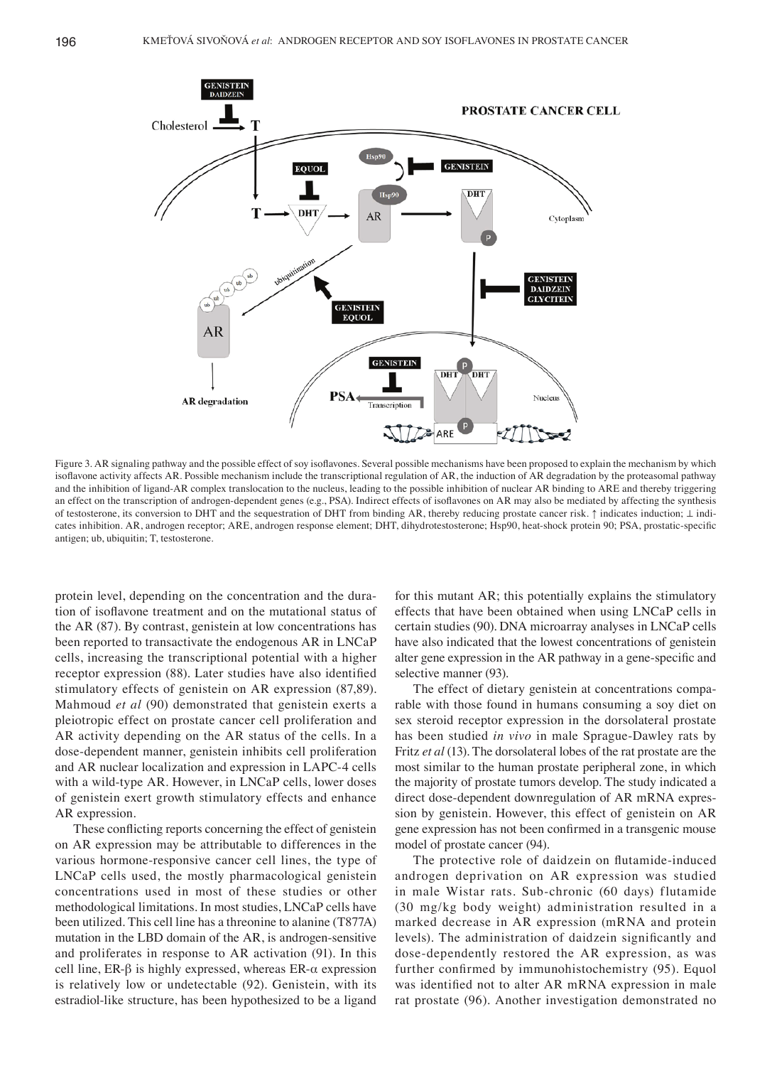Figure 3. AR signaling pathway and the possible effect of soy isoflavones. Several possible mechanisms have been proposed to explain the mechanism by which isoflavone activity affects AR. Possible mechanism include the transcriptional regulation of AR, the induction of AR degradation by the proteasomal pathway and the inhibition of ligand-AR complex translocation to the nucleus, leading to the possible inhibition of nuclear AR binding to ARE and thereby triggering an effect on the transcription of androgen-dependent genes (e.g., PSA). Indirect effects of isoflavones on AR may also be mediated by affecting the synthesis of testosterone, its conversion to DHT and the sequestration of DHT from binding AR, thereby reducing prostate cancer risk. ↑ indicates induction; ⊥ indicates inhibition. AR, androgen receptor; ARE, androgen response element; DHT, dihydrotestosterone; Hsp90, heat-shock protein 90; PSA, prostatic-specific antigen; ub, ubiquitin; T, testosterone.

protein level, depending on the concentration and the duration of isoflavone treatment and on the mutational status of the AR (87). By contrast, genistein at low concentrations has been reported to transactivate the endogenous AR in LNCaP cells, increasing the transcriptional potential with a higher receptor expression (88). Later studies have also identified stimulatory effects of genistein on AR expression (87,89). Mahmoud *et al* (90) demonstrated that genistein exerts a pleiotropic effect on prostate cancer cell proliferation and AR activity depending on the AR status of the cells. In a dose-dependent manner, genistein inhibits cell proliferation and AR nuclear localization and expression in LAPC-4 cells with a wild-type AR. However, in LNCaP cells, lower doses of genistein exert growth stimulatory effects and enhance AR expression.

These conflicting reports concerning the effect of genistein on AR expression may be attributable to differences in the various hormone-responsive cancer cell lines, the type of LNCaP cells used, the mostly pharmacological genistein concentrations used in most of these studies or other methodological limitations. In most studies, LNCaP cells have been utilized. This cell line has a threonine to alanine (T877A) mutation in the LBD domain of the AR, is androgen-sensitive and proliferates in response to AR activation (91). In this cell line, ER-β is highly expressed, whereas ER-α expression is relatively low or undetectable (92). Genistein, with its estradiol-like structure, has been hypothesized to be a ligand for this mutant AR; this potentially explains the stimulatory effects that have been obtained when using LNCaP cells in certain studies (90). DNA microarray analyses in LNCaP cells have also indicated that the lowest concentrations of genistein alter gene expression in the AR pathway in a gene-specific and selective manner (93).

The effect of dietary genistein at concentrations comparable with those found in humans consuming a soy diet on sex steroid receptor expression in the dorsolateral prostate has been studied *in vivo* in male Sprague-Dawley rats by Fritz *et al* (13). The dorsolateral lobes of the rat prostate are the most similar to the human prostate peripheral zone, in which the majority of prostate tumors develop. The study indicated a direct dose-dependent downregulation of AR mRNA expression by genistein. However, this effect of genistein on AR gene expression has not been confirmed in a transgenic mouse model of prostate cancer (94).

The protective role of daidzein on flutamide-induced androgen deprivation on AR expression was studied in male Wistar rats. Sub-chronic (60 days) flutamide (30 mg/kg body weight) administration resulted in a marked decrease in AR expression (mRNA and protein levels). The administration of daidzein significantly and dose-dependently restored the AR expression, as was further confirmed by immunohistochemistry (95). Equol was identified not to alter AR mRNA expression in male rat prostate (96). Another investigation demonstrated no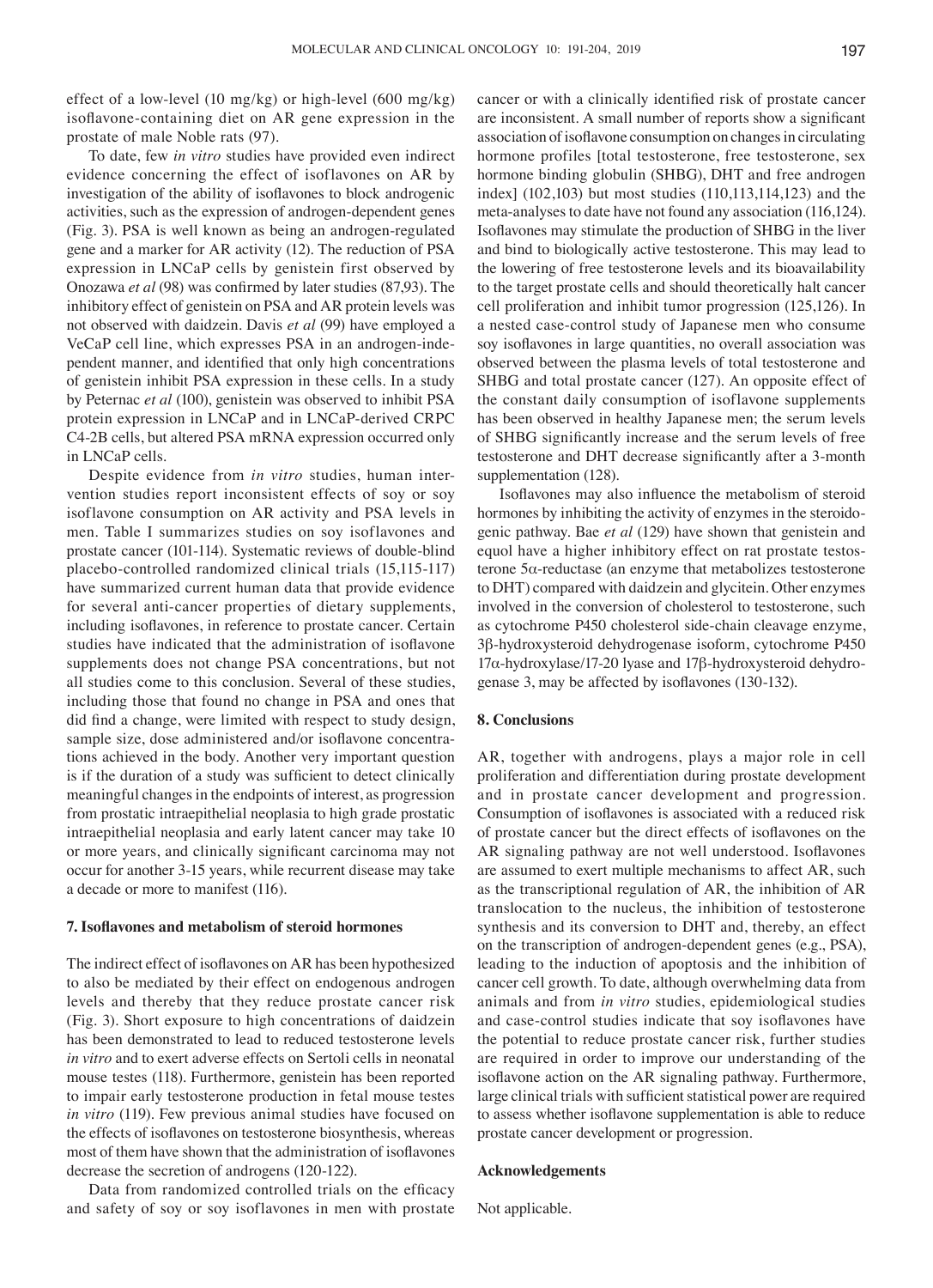effect of a low-level (10 mg/kg) or high-level (600 mg/kg) isoflavone-containing diet on AR gene expression in the prostate of male Noble rats (97).

To date, few *in vitro* studies have provided even indirect evidence concerning the effect of isoflavones on AR by investigation of the ability of isoflavones to block androgenic activities, such as the expression of androgen-dependent genes (Fig. 3). PSA is well known as being an androgen-regulated gene and a marker for AR activity (12). The reduction of PSA expression in LNCaP cells by genistein first observed by Onozawa *et al* (98) was confirmed by later studies (87,93). The inhibitory effect of genistein on PSA and AR protein levels was not observed with daidzein. Davis *et al* (99) have employed a VeCaP cell line, which expresses PSA in an androgen-independent manner, and identified that only high concentrations of genistein inhibit PSA expression in these cells. In a study by Peternac *et al* (100), genistein was observed to inhibit PSA protein expression in LNCaP and in LNCaP-derived CRPC C4-2B cells, but altered PSA mRNA expression occurred only in LNCaP cells.

Despite evidence from *in vitro* studies, human intervention studies report inconsistent effects of soy or soy isoflavone consumption on AR activity and PSA levels in men. Table I summarizes studies on soy isoflavones and prostate cancer (101-114). Systematic reviews of double-blind placebo-controlled randomized clinical trials (15,115-117) have summarized current human data that provide evidence for several anti-cancer properties of dietary supplements, including isoflavones, in reference to prostate cancer. Certain studies have indicated that the administration of isoflavone supplements does not change PSA concentrations, but not all studies come to this conclusion. Several of these studies, including those that found no change in PSA and ones that did find a change, were limited with respect to study design, sample size, dose administered and/or isoflavone concentrations achieved in the body. Another very important question is if the duration of a study was sufficient to detect clinically meaningful changes in the endpoints of interest, as progression from prostatic intraepithelial neoplasia to high grade prostatic intraepithelial neoplasia and early latent cancer may take 10 or more years, and clinically significant carcinoma may not occur for another 3-15 years, while recurrent disease may take a decade or more to manifest (116).

## 7. Isoflavones and metabolism of steroid hormones

The indirect effect of isoflavones on AR has been hypothesized to also be mediated by their effect on endogenous androgen levels and thereby that they reduce prostate cancer risk (Fig. 3). Short exposure to high concentrations of daidzein has been demonstrated to lead to reduced testosterone levels *in vitro* and to exert adverse effects on Sertoli cells in neonatal mouse testes (118). Furthermore, genistein has been reported to impair early testosterone production in fetal mouse testes *in vitro* (119). Few previous animal studies have focused on the effects of isoflavones on testosterone biosynthesis, whereas most of them have shown that the administration of isoflavones decrease the secretion of androgens (120-122).

Data from randomized controlled trials on the efficacy and safety of soy or soy isoflavones in men with prostate cancer or with a clinically identified risk of prostate cancer are inconsistent. A small number of reports show a significant association of isoflavone consumption on changes in circulating hormone profiles [total testosterone, free testosterone, sex hormone binding globulin (SHBG), DHT and free androgen index] (102,103) but most studies (110,113,114,123) and the meta-analyses to date have not found any association (116,124). Isoflavones may stimulate the production of SHBG in the liver and bind to biologically active testosterone. This may lead to the lowering of free testosterone levels and its bioavailability to the target prostate cells and should theoretically halt cancer cell proliferation and inhibit tumor progression (125,126). In a nested case-control study of Japanese men who consume soy isoflavones in large quantities, no overall association was observed between the plasma levels of total testosterone and SHBG and total prostate cancer (127). An opposite effect of the constant daily consumption of isoflavone supplements has been observed in healthy Japanese men; the serum levels of SHBG significantly increase and the serum levels of free testosterone and DHT decrease significantly after a 3-month supplementation (128).

Isoflavones may also influence the metabolism of steroid hormones by inhibiting the activity of enzymes in the steroidogenic pathway. Bae *et al* (129) have shown that genistein and equol have a higher inhibitory effect on rat prostate testosterone 5α-reductase (an enzyme that metabolizes testosterone to DHT) compared with daidzein and glycitein. Other enzymes involved in the conversion of cholesterol to testosterone, such as cytochrome P450 cholesterol side-chain cleavage enzyme, 3β-hydroxysteroid dehydrogenase isoform, cytochrome P450 17α-hydroxylase/17-20 lyase and 17β-hydroxysteroid dehydrogenase 3, may be affected by isoflavones (130-132).

## 8. Conclusions

AR, together with androgens, plays a major role in cell proliferation and differentiation during prostate development and in prostate cancer development and progression. Consumption of isoflavones is associated with a reduced risk of prostate cancer but the direct effects of isoflavones on the AR signaling pathway are not well understood. Isoflavones are assumed to exert multiple mechanisms to affect AR, such as the transcriptional regulation of AR, the inhibition of AR translocation to the nucleus, the inhibition of testosterone synthesis and its conversion to DHT and, thereby, an effect on the transcription of androgen-dependent genes (e.g., PSA), leading to the induction of apoptosis and the inhibition of cancer cell growth. To date, although overwhelming data from animals and from *in vitro* studies, epidemiological studies and case-control studies indicate that soy isoflavones have the potential to reduce prostate cancer risk, further studies are required in order to improve our understanding of the isoflavone action on the AR signaling pathway. Furthermore, large clinical trials with sufficient statistical power are required to assess whether isoflavone supplementation is able to reduce prostate cancer development or progression.

## Acknowledgements

Not applicable.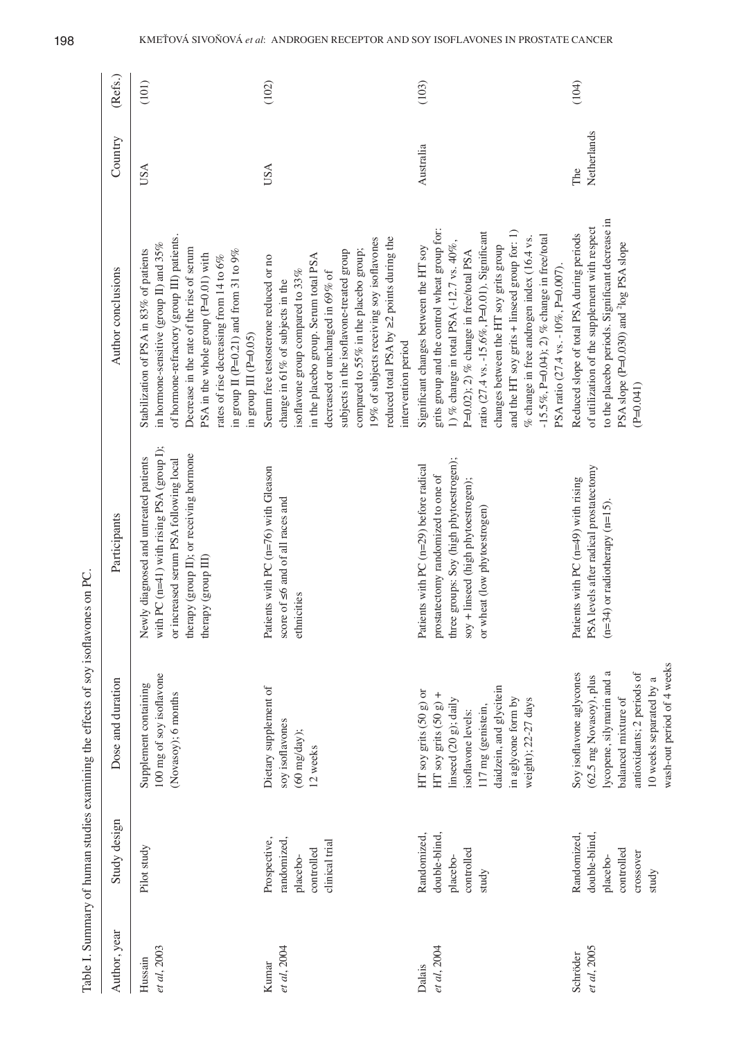Table I. Summary of human studies examining the effects of soy isoflavones on PC.

| Author, year | Study design | Dose and duration | Participants | Author conclusions | Country | (Refs.) |
|---|---|---|---|---|---|---|
| Hussain *et al*, 2003 | Pilot study | Supplement containing 100 mg of soy isoflavone (Novasoy); 6 months | Newly diagnosed and untreated patients with PC (n=41) with rising PSA (group I); or increased serum PSA following local therapy (group II); or receiving hormone therapy (group III) | Stabilization of PSA in 83% of patients in hormone-sensitive (group II) and 35% of hormone-refractory (group III) patients. Decrease in the rate of the rise of serum PSA in the whole group (P=0.01) with rates of rise decreasing from 14 to 6% in group II (P=0.21) and from 31 to 9% in group III (P=0.05) | USA | (101) |
| Kumar *et al*, 2004 | Prospective, randomized, placebo-controlled clinical trial | Dietary supplement of soy isoflavones (60 mg/day); 12 weeks | Patients with PC (n=76) with Gleason score of ≤6 and of all races and ethnicities | Serum free testosterone reduced or no change in 61% of subjects in the isoflavone group compared to 33% in the placebo group. Serum total PSA decreased or unchanged in 69% of subjects in the isoflavone-treated group compared to 55% in the placebo group; 19% of subjects receiving soy isoflavones reduced total PSA by ≥2 points during the intervention period | USA | (102) |
| Dalais *et al*, 2004 | Randomized, double-blind, placebo-controlled study | HT soy grits (50 g) or HT soy grits (50 g) + linseed (20 g); daily isoflavone levels: 117 mg (genistein, daidzein, and glycitein in aglycone form by weight); 22-27 days | Patients with PC (n=29) before radical prostatectomy randomized to one of three groups: Soy (high phytoestrogen); soy + linseed (high phytoestrogen); or wheat (low phytoestrogen) | Significant changes between the HT soy grits group and the control wheat group for: 1) % change in total PSA (-12.7 vs. 40%, P=0.02); 2) % change in free/total PSA ratio (27.4 vs. -15.6%, P=0.01). Significant changes between the HT soy grits group and the HT soy grits + linseed group for: 1) % change in free androgen index (16.4 vs. -15.5%, P=0.04); 2) % change in free/total PSA ratio (27.4 vs. -10%, P=0.007). | Australia | (103) |
| Schröder *et al*, 2005 | Randomized, double-blind, placebo-controlled crossover study | Soy isoflavone aglycones (62.5 mg Novasoy), plus lycopene, silymarin and a balanced mixture of antioxidants; 2 periods of 10 weeks separated by a wash-out period of 4 weeks | Patients with PC (n=49) with rising PSA levels after radical prostatectomy (n=34) or radiotherapy (n=15). | Reduced slope of total PSA during periods of utilization of the supplement with respect to the placebo periods. Significant decrease in PSA slope (P=0.030) and $^{2}$log PSA slope (P=0.041) | The Netherlands | (104) |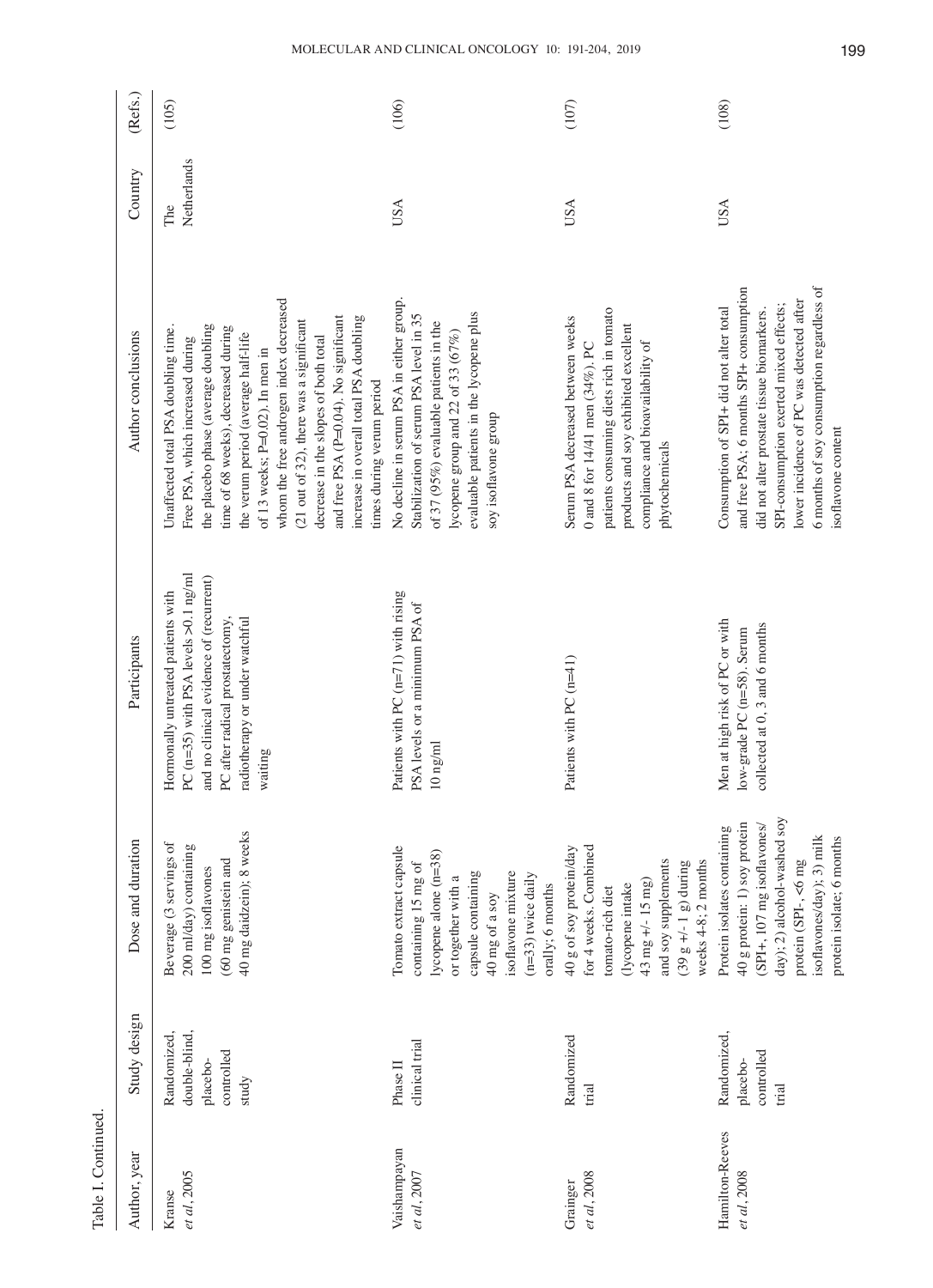Table I. Continued.

| Author, year | Study design | Dose and duration | Participants | Author conclusions | Country | (Refs.) |
|---|---|---|---|---|---|---|
| Kranse *et al*, 2005 | Randomized, double-blind, placebo-controlled study | Beverage (3 servings of 200 ml/day) containing 100 mg isoflavones (60 mg genistein and 40 mg daidzein); 8 weeks | Hormonally untreated patients with PC (n=35) with PSA levels >0.1 ng/ml and no clinical evidence of (recurrent) PC after radical prostatectomy, radiotherapy or under watchful waiting | Unaffected total PSA doubling time. Free PSA, which increased during the placebo phase (average doubling time of 68 weeks), decreased during the verum period (average half-life of 13 weeks; P=0.02). In men in whom the free androgen index decreased (21 out of 32), there was a significant decrease in the slopes of both total and free PSA (P=0.04). No significant increase in overall total PSA doubling times during verum period | The Netherlands | (105) |
| Vaishampayan *et al*, 2007 | Phase II clinical trial | Tomato extract capsule containing 15 mg of lycopene alone (n=38) or together with a capsule containing 40 mg of a soy isoflavone mixture (n=33) twice daily orally; 6 months | Patients with PC (n=71) with rising PSA levels or a minimum PSA of 10 ng/ml | No decline in serum PSA in either group. Stabilization of serum PSA level in 35 of 37 (95%) evaluable patients in the lycopene group and 22 of 33 (67%) evaluable patients in the lycopene plus soy isoflavone group | USA | (106) |
| Grainger *et al*, 2008 | Randomized trial | 40 g of soy protein/day for 4 weeks. Combined tomato-rich diet (lycopene intake 43 mg +/- 15 mg) and soy supplements (39 g +/- 1 g) during weeks 4-8; 2 months | Patients with PC (n=41) | Serum PSA decreased between weeks 0 and 8 for 14/41 men (34%). PC patients consuming diets rich in tomato products and soy exhibited excellent compliance and bioavailability of phytochemicals | USA | (107) |
| Hamilton-Reeves *et al*, 2008 | Randomized, placebo-controlled trial | Protein isolates containing 40 g protein: 1) soy protein (SPI+, 107 mg isoflavones/day); 2) alcohol-washed soy protein (SPI-, <6 mg isoflavones/day); 3) milk protein isolate; 6 months | Men at high risk of PC or with low-grade PC (n=58). Serum collected at 0, 3 and 6 months | Consumption of SPI+ did not alter total and free PSA; 6 months SPI+ consumption did not alter prostate tissue biomarkers. SPI-consumption exerted mixed effects; lower incidence of PC was detected after 6 months of soy consumption regardless of isoflavone content | USA | (108) |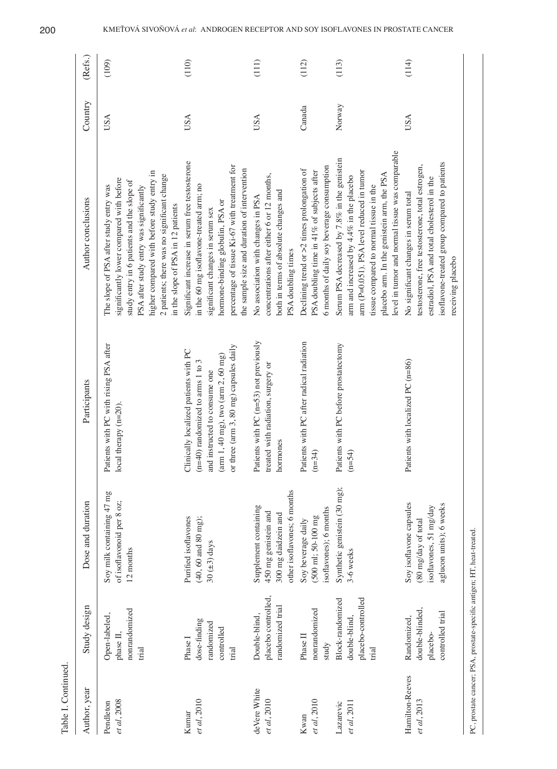Table I. Continued.

| Author, year | Study design | Dose and duration | Participants | Author conclusions | Country | (Refs.) |
|---|---|---|---|---|---|---|
| Pendleton *et al*, 2008 | Open-labeled, phase II, nonrandomized trial | Soy milk containing 47 mg of isoflavonoid per 8 oz; 12 months | Patients with PC with rising PSA after local therapy (n=20). | The slope of PSA after study entry was significantly lower compared with before study entry in 6 patients and the slope of PSA after study entry was significantly higher compared with before study entry in 2 patients; there was no significant change in the slope of PSA in 12 patients | USA | (109) |
| Kumar *et al*, 2010 | Phase I dose-finding randomized controlled trial | Purified isoflavones (40, 60 and 80 mg); 30 (±3) days | Clinically localized patients with PC (n=40) randomized to arms 1 to 3 and instructed to consume one (arm 1, 40 mg), two (arm 2, 60 mg) or three (arm 3, 80 mg) capsules daily | Significant increase in serum free testosterone in the 60 mg isoflavone-treated arm; no significant changes in serum sex hormone-binding globulin, PSA or percentage of tissue Ki-67 with treatment for the sample size and duration of intervention | USA | (110) |
| deVere White *et al*, 2010 | Double-blind, placebo controlled, randomized trial | Supplement containing 450 mg genistein and 300 mg daidzein and other isoflavones; 6 months | Patients with PC (n=53) not previously treated with radiation, surgery or hormones | No association with changes in PSA concentrations after either 6 or 12 months, both in terms of absolute changes and PSA doubling times | USA | (111) |
| Kwan *et al*, 2010 | Phase II nonrandomized study | Soy beverage daily (500 ml; 50-100 mg isoflavones); 6 months | Patients with PC after radical radiation (n=34) | Declining trend or >2 times prolongation of PSA doubling time in 41% of subjects after 6 months of daily soy beverage consumption | Canada | (112) |
| Lazarevic *et al*, 2011 | Block-randomized double-blind, placebo-controlled trial | Synthetic genistein (30 mg); 3-6 weeks | Patients with PC before prostatectomy (n=54) | Serum PSA decreased by 7.8% in the genistein arm and increased by 4.4% in the placebo arm (P=0.051). PSA level reduced in tumor tissue compared to normal tissue in the placebo arm. In the genistein arm, the PSA level in tumor and normal tissue was comparable | Norway | (113) |
| Hamilton-Reeves *et al*, 2013 | Randomized, double-blinded, placebo-controlled trial | Soy isoflavone capsules (80 mg/day of total isoflavones, 51 mg/day aglucon units); 6 weeks | Patients with localized PC (n=86) | No significant changes in serum total testosterone, free testosterone, total estrogen, estradiol, PSA and total cholesterol in the isoflavone-treated group compared to patients receiving placebo | USA | (114) |

PC, prostate cancer; PSA, prostate-specific antigen; HT, heat-treated.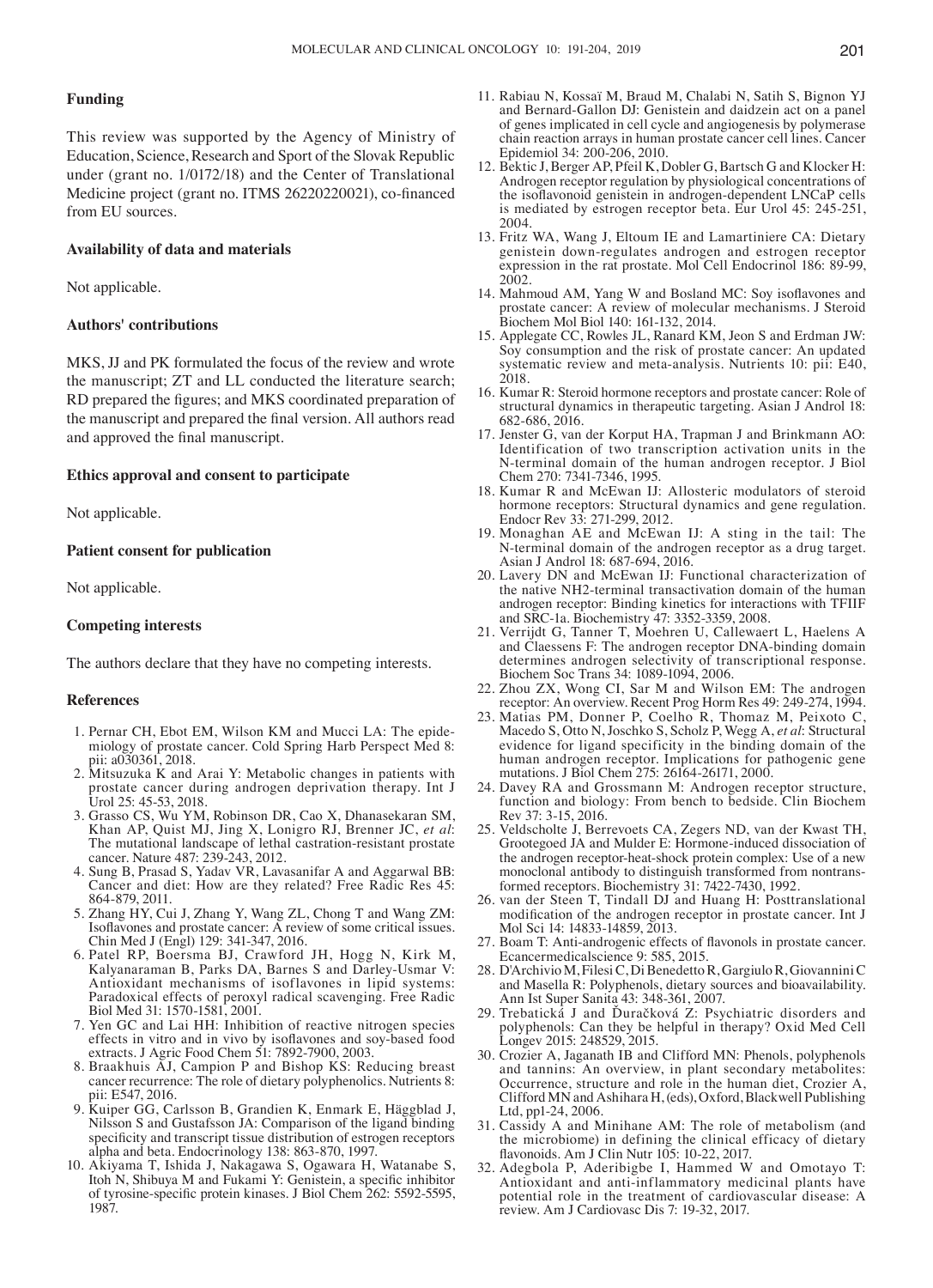### Funding

This review was supported by the Agency of Ministry of Education, Science, Research and Sport of the Slovak Republic under (grant no. 1/0172/18) and the Center of Translational Medicine project (grant no. ITMS 26220220021), co-financed from EU sources.

### Availability of data and materials

Not applicable.

### Authors' contributions

MKS, JJ and PK formulated the focus of the review and wrote the manuscript; ZT and LL conducted the literature search; RD prepared the figures; and MKS coordinated preparation of the manuscript and prepared the final version. All authors read and approved the final manuscript.

### Ethics approval and consent to participate

Not applicable.

### Patient consent for publication

Not applicable.

### Competing interests

The authors declare that they have no competing interests.

### References

1. Pernar CH, Ebot EM, Wilson KM and Mucci LA: The epidemiology of prostate cancer. Cold Spring Harb Perspect Med 8: pii: a030361, 2018.
2. Mitsuzuka K and Arai Y: Metabolic changes in patients with prostate cancer during androgen deprivation therapy. Int J Urol 25: 45-53, 2018.
3. Grasso CS, Wu YM, Robinson DR, Cao X, Dhanasekaran SM, Khan AP, Quist MJ, Jing X, Lonigro RJ, Brenner JC, *et al*: The mutational landscape of lethal castration-resistant prostate cancer. Nature 487: 239-243, 2012.
4. Sung B, Prasad S, Yadav VR, Lavasanifar A and Aggarwal BB: Cancer and diet: How are they related? Free Radic Res 45: 864-879, 2011.
5. Zhang HY, Cui J, Zhang Y, Wang ZL, Chong T and Wang ZM: Isoflavones and prostate cancer: A review of some critical issues. Chin Med J (Engl) 129: 341-347, 2016.
6. Patel RP, Boersma BJ, Crawford JH, Hogg N, Kirk M, Kalyanaraman B, Parks DA, Barnes S and Darley-Usmar V: Antioxidant mechanisms of isoflavones in lipid systems: Paradoxical effects of peroxyl radical scavenging. Free Radic Biol Med 31: 1570-1581, 2001.
7. Yen GC and Lai HH: Inhibition of reactive nitrogen species effects in vitro and in vivo by isoflavones and soy-based food extracts. J Agric Food Chem 51: 7892-7900, 2003.
8. Braakhuis AJ, Campion P and Bishop KS: Reducing breast cancer recurrence: The role of dietary polyphenolics. Nutrients 8: pii: E547, 2016.
9. Kuiper GG, Carlsson B, Grandien K, Enmark E, Häggblad J, Nilsson S and Gustafsson JA: Comparison of the ligand binding specificity and transcript tissue distribution of estrogen receptors alpha and beta. Endocrinology 138: 863-870, 1997.
10. Akiyama T, Ishida J, Nakagawa S, Ogawara H, Watanabe S, Itoh N, Shibuya M and Fukami Y: Genistein, a specific inhibitor of tyrosine-specific protein kinases. J Biol Chem 262: 5592-5595, 1987.
11. Rabiau N, Kossaï M, Braud M, Chalabi N, Satih S, Bignon YJ and Bernard-Gallon DJ: Genistein and daidzein act on a panel of genes implicated in cell cycle and angiogenesis by polymerase chain reaction arrays in human prostate cancer cell lines. Cancer Epidemiol 34: 200-206, 2010.
12. Bektic J, Berger AP, Pfeil K, Dobler G, Bartsch G and Klocker H: Androgen receptor regulation by physiological concentrations of the isoflavonoid genistein in androgen-dependent LNCaP cells is mediated by estrogen receptor beta. Eur Urol 45: 245-251, 2004.
13. Fritz WA, Wang J, Eltoum IE and Lamartiniere CA: Dietary genistein down-regulates androgen and estrogen receptor expression in the rat prostate. Mol Cell Endocrinol 186: 89-99, 2002.
14. Mahmoud AM, Yang W and Bosland MC: Soy isoflavones and prostate cancer: A review of molecular mechanisms. J Steroid Biochem Mol Biol 140: 161-132, 2014.
15. Applegate CC, Rowles JL, Ranard KM, Jeon S and Erdman JW: Soy consumption and the risk of prostate cancer: An updated systematic review and meta-analysis. Nutrients 10: pii: E40, 2018.
16. Kumar R: Steroid hormone receptors and prostate cancer: Role of structural dynamics in therapeutic targeting. Asian J Androl 18: 682-686, 2016.
17. Jenster G, van der Korput HA, Trapman J and Brinkmann AO: Identification of two transcription activation units in the N-terminal domain of the human androgen receptor. J Biol Chem 270: 7341-7346, 1995.
18. Kumar R and McEwan IJ: Allosteric modulators of steroid hormone receptors: Structural dynamics and gene regulation. Endocr Rev 33: 271-299, 2012.
19. Monaghan AE and McEwan IJ: A sting in the tail: The N-terminal domain of the androgen receptor as a drug target. Asian J Androl 18: 687-694, 2016.
20. Lavery DN and McEwan IJ: Functional characterization of the native NH2-terminal transactivation domain of the human androgen receptor: Binding kinetics for interactions with TFIIF and SRC-1a. Biochemistry 47: 3352-3359, 2008.
21. Verrijdt G, Tanner T, Moehren U, Callewaert L, Haelens A and Claessens F: The androgen receptor DNA-binding domain determines androgen selectivity of transcriptional response. Biochem Soc Trans 34: 1089-1094, 2006.
22. Zhou ZX, Wong CI, Sar M and Wilson EM: The androgen receptor: An overview. Recent Prog Horm Res 49: 249-274, 1994.
23. Matias PM, Donner P, Coelho R, Thomaz M, Peixoto C, Macedo S, Otto N, Joschko S, Scholz P, Wegg A, *et al*: Structural evidence for ligand specificity in the binding domain of the human androgen receptor. Implications for pathogenic gene mutations. J Biol Chem 275: 26164-26171, 2000.
24. Davey RA and Grossmann M: Androgen receptor structure, function and biology: From bench to bedside. Clin Biochem Rev 37: 3-15, 2016.
25. Veldscholte J, Berrevoets CA, Zegers ND, van der Kwast TH, Grootegoed JA and Mulder E: Hormone-induced dissociation of the androgen receptor-heat-shock protein complex: Use of a new monoclonal antibody to distinguish transformed from nontransformed receptors. Biochemistry 31: 7422-7430, 1992.
26. van der Steen T, Tindall DJ and Huang H: Posttranslational modification of the androgen receptor in prostate cancer. Int J Mol Sci 14: 14833-14859, 2013.
27. Boam T: Anti-androgenic effects of flavonols in prostate cancer. Ecancermedicalscience 9: 585, 2015.
28. D'Archivio M, Filesi C, Di Benedetto R, Gargiulo R, Giovannini C and Masella R: Polyphenols, dietary sources and bioavailability. Ann Ist Super Sanita 43: 348-361, 2007.
29. Trebatická J and Ďuračková Z: Psychiatric disorders and polyphenols: Can they be helpful in therapy? Oxid Med Cell Longev 2015: 248529, 2015.
30. Crozier A, Jaganath IB and Clifford MN: Phenols, polyphenols and tannins: An overview, in plant secondary metabolites: Occurrence, structure and role in the human diet, Crozier A, Clifford MN and Ashihara H, (eds), Oxford, Blackwell Publishing Ltd, pp1-24, 2006.
31. Cassidy A and Minihane AM: The role of metabolism (and the microbiome) in defining the clinical efficacy of dietary flavonoids. Am J Clin Nutr 105: 10-22, 2017.
32. Adegbola P, Aderibigbe I, Hammed W and Omotayo T: Antioxidant and anti-inflammatory medicinal plants have potential role in the treatment of cardiovascular disease: A review. Am J Cardiovasc Dis 7: 19-32, 2017.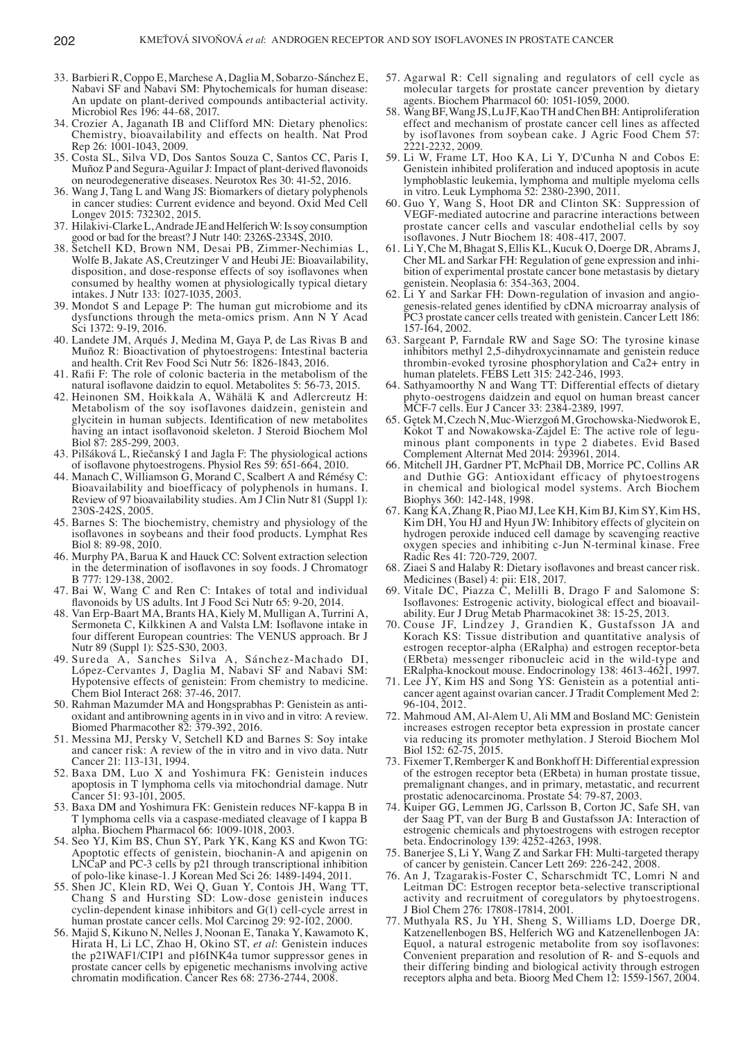33. Barbieri R, Coppo E, Marchese A, Daglia M, Sobarzo-Sánchez E, Nabavi SF and Nabavi SM: Phytochemicals for human disease: An update on plant-derived compounds antibacterial activity. Microbiol Res 196: 44-68, 2017.
34. Crozier A, Jaganath IB and Clifford MN: Dietary phenolics: Chemistry, bioavailability and effects on health. Nat Prod Rep 26: 1001-1043, 2009.
35. Costa SL, Silva VD, Dos Santos Souza C, Santos CC, Paris I, Muñoz P and Segura-Aguilar J: Impact of plant-derived flavonoids on neurodegenerative diseases. Neurotox Res 30: 41-52, 2016.
36. Wang J, Tang L and Wang JS: Biomarkers of dietary polyphenols in cancer studies: Current evidence and beyond. Oxid Med Cell Longev 2015: 732302, 2015.
37. Hilakivi-Clarke L, Andrade JE and Helferich W: Is soy consumption good or bad for the breast? J Nutr 140: 2326S-2334S, 2010.
38. Setchell KD, Brown NM, Desai PB, Zimmer-Nechimias L, Wolfe B, Jakate AS, Creutzinger V and Heubi JE: Bioavailability, disposition, and dose-response effects of soy isoflavones when consumed by healthy women at physiologically typical dietary intakes. J Nutr 133: 1027-1035, 2003.
39. Mondot S and Lepage P: The human gut microbiome and its dysfunctions through the meta-omics prism. Ann N Y Acad Sci 1372: 9-19, 2016.
40. Landete JM, Arqués J, Medina M, Gaya P, de Las Rivas B and Muñoz R: Bioactivation of phytoestrogens: Intestinal bacteria and health. Crit Rev Food Sci Nutr 56: 1826-1843, 2016.
41. Rafii F: The role of colonic bacteria in the metabolism of the natural isoflavone daidzin to equol. Metabolites 5: 56-73, 2015.
42. Heinonen SM, Hoikkala A, Wähälä K and Adlercreutz H: Metabolism of the soy isoflavones daidzein, genistein and glycitein in human subjects. Identification of new metabolites having an intact isoflavonoid skeleton. J Steroid Biochem Mol Biol 87: 285-299, 2003.
43. Pilšáková L, Riečanský I and Jagla F: The physiological actions of isoflavone phytoestrogens. Physiol Res 59: 651-664, 2010.
44. Manach C, Williamson G, Morand C, Scalbert A and Rémésy C: Bioavailability and bioefficacy of polyphenols in humans. I. Review of 97 bioavailability studies. Am J Clin Nutr 81 (Suppl 1): 230S-242S, 2005.
45. Barnes S: The biochemistry, chemistry and physiology of the isoflavones in soybeans and their food products. Lymphat Res Biol 8: 89-98, 2010.
46. Murphy PA, Barua K and Hauck CC: Solvent extraction selection in the determination of isoflavones in soy foods. J Chromatogr B 777: 129-138, 2002.
47. Bai W, Wang C and Ren C: Intakes of total and individual flavonoids by US adults. Int J Food Sci Nutr 65: 9-20, 2014.
48. Van Erp-Baart MA, Brants HA, Kiely M, Mulligan A, Turrini A, Sermoneta C, Kilkkinen A and Valsta LM: Isoflavone intake in four different European countries: The VENUS approach. Br J Nutr 89 (Suppl 1): S25-S30, 2003.
49. Sureda A, Sanches Silva A, Sánchez-Machado DI, López-Cervantes J, Daglia M, Nabavi SF and Nabavi SM: Hypotensive effects of genistein: From chemistry to medicine. Chem Biol Interact 268: 37-46, 2017.
50. Rahman Mazumder MA and Hongsprabhas P: Genistein as antioxidant and antibrowning agents in in vivo and in vitro: A review. Biomed Pharmacother 82: 379-392, 2016.
51. Messina MJ, Persky V, Setchell KD and Barnes S: Soy intake and cancer risk: A review of the in vitro and in vivo data. Nutr Cancer 21: 113-131, 1994.
52. Baxa DM, Luo X and Yoshimura FK: Genistein induces apoptosis in T lymphoma cells via mitochondrial damage. Nutr Cancer 51: 93-101, 2005.
53. Baxa DM and Yoshimura FK: Genistein reduces NF-kappa B in T lymphoma cells via a caspase-mediated cleavage of I kappa B alpha. Biochem Pharmacol 66: 1009-1018, 2003.
54. Seo YJ, Kim BS, Chun SY, Park YK, Kang KS and Kwon TG: Apoptotic effects of genistein, biochanin-A and apigenin on LNCaP and PC-3 cells by p21 through transcriptional inhibition of polo-like kinase-1. J Korean Med Sci 26: 1489-1494, 2011.
55. Shen JC, Klein RD, Wei Q, Guan Y, Contois JH, Wang TT, Chang S and Hursting SD: Low-dose genistein induces cyclin-dependent kinase inhibitors and G(1) cell-cycle arrest in human prostate cancer cells. Mol Carcinog 29: 92-102, 2000.
56. Majid S, Kikuno N, Nelles J, Noonan E, Tanaka Y, Kawamoto K, Hirata H, Li LC, Zhao H, Okino ST, *et al*: Genistein induces the p21WAF1/CIP1 and p16INK4a tumor suppressor genes in prostate cancer cells by epigenetic mechanisms involving active chromatin modification. Cancer Res 68: 2736-2744, 2008.
57. Agarwal R: Cell signaling and regulators of cell cycle as molecular targets for prostate cancer prevention by dietary agents. Biochem Pharmacol 60: 1051-1059, 2000.
58. Wang BF, Wang JS, Lu JF, Kao TH and Chen BH: Antiproliferation effect and mechanism of prostate cancer cell lines as affected by isoflavones from soybean cake. J Agric Food Chem 57: 2221-2232, 2009.
59. Li W, Frame LT, Hoo KA, Li Y, D'Cunha N and Cobos E: Genistein inhibited proliferation and induced apoptosis in acute lymphoblastic leukemia, lymphoma and multiple myeloma cells in vitro. Leuk Lymphoma 52: 2380-2390, 2011.
60. Guo Y, Wang S, Hoot DR and Clinton SK: Suppression of VEGF-mediated autocrine and paracrine interactions between prostate cancer cells and vascular endothelial cells by soy isoflavones. J Nutr Biochem 18: 408-417, 2007.
61. Li Y, Che M, Bhagat S, Ellis KL, Kucuk O, Doerge DR, Abrams J, Cher ML and Sarkar FH: Regulation of gene expression and inhibition of experimental prostate cancer bone metastasis by dietary genistein. Neoplasia 6: 354-363, 2004.
62. Li Y and Sarkar FH: Down-regulation of invasion and angiogenesis-related genes identified by cDNA microarray analysis of PC3 prostate cancer cells treated with genistein. Cancer Lett 186: 157-164, 2002.
63. Sargeant P, Farndale RW and Sage SO: The tyrosine kinase inhibitors methyl 2,5-dihydroxycinnamate and genistein reduce thrombin-evoked tyrosine phosphorylation and Ca2+ entry in human platelets. FEBS Lett 315: 242-246, 1993.
64. Sathyamoorthy N and Wang TT: Differential effects of dietary phyto-oestrogens daidzein and equol on human breast cancer MCF-7 cells. Eur J Cancer 33: 2384-2389, 1997.
65. Gętek M, Czech N, Muc-Wierzgoń M, Grochowska-Niedworok E, Kokot T and Nowakowska-Zajdel E: The active role of leguminous plant components in type 2 diabetes. Evid Based Complement Alternat Med 2014: 293961, 2014.
66. Mitchell JH, Gardner PT, McPhail DB, Morrice PC, Collins AR and Duthie GG: Antioxidant efficacy of phytoestrogens in chemical and biological model systems. Arch Biochem Biophys 360: 142-148, 1998.
67. Kang KA, Zhang R, Piao MJ, Lee KH, Kim BJ, Kim SY, Kim HS, Kim DH, You HJ and Hyun JW: Inhibitory effects of glycitein on hydrogen peroxide induced cell damage by scavenging reactive oxygen species and inhibiting c-Jun N-terminal kinase. Free Radic Res 41: 720-729, 2007.
68. Ziaei S and Halaby R: Dietary isoflavones and breast cancer risk. Medicines (Basel) 4: pii: E18, 2017.
69. Vitale DC, Piazza C, Melilli B, Drago F and Salomone S: Isoflavones: Estrogenic activity, biological effect and bioavailability. Eur J Drug Metab Pharmacokinet 38: 15-25, 2013.
70. Couse JF, Lindzey J, Grandien K, Gustafsson JA and Korach KS: Tissue distribution and quantitative analysis of estrogen receptor-alpha (ERalpha) and estrogen receptor-beta (ERbeta) messenger ribonucleic acid in the wild-type and ERalpha-knockout mouse. Endocrinology 138: 4613-4621, 1997.
71. Lee JY, Kim HS and Song YS: Genistein as a potential anticancer agent against ovarian cancer. J Tradit Complement Med 2: 96-104, 2012.
72. Mahmoud AM, Al-Alem U, Ali MM and Bosland MC: Genistein increases estrogen receptor beta expression in prostate cancer via reducing its promoter methylation. J Steroid Biochem Mol Biol 152: 62-75, 2015.
73. Fixemer T, Remberger K and Bonkhoff H: Differential expression of the estrogen receptor beta (ERbeta) in human prostate tissue, premalignant changes, and in primary, metastatic, and recurrent prostatic adenocarcinoma. Prostate 54: 79-87, 2003.
74. Kuiper GG, Lemmen JG, Carlsson B, Corton JC, Safe SH, van der Saag PT, van der Burg B and Gustafsson JA: Interaction of estrogenic chemicals and phytoestrogens with estrogen receptor beta. Endocrinology 139: 4252-4263, 1998.
75. Banerjee S, Li Y, Wang Z and Sarkar FH: Multi-targeted therapy of cancer by genistein. Cancer Lett 269: 226-242, 2008.
76. An J, Tzagarakis-Foster C, Scharschmidt TC, Lomri N and Leitman DC: Estrogen receptor beta-selective transcriptional activity and recruitment of coregulators by phytoestrogens. J Biol Chem 276: 17808-17814, 2001.
77. Muthyala RS, Ju YH, Sheng S, Williams LD, Doerge DR, Katzenellenbogen BS, Helferich WG and Katzenellenbogen JA: Equol, a natural estrogenic metabolite from soy isoflavones: Convenient preparation and resolution of R- and S-equols and their differing binding and biological activity through estrogen receptors alpha and beta. Bioorg Med Chem 12: 1559-1567, 2004.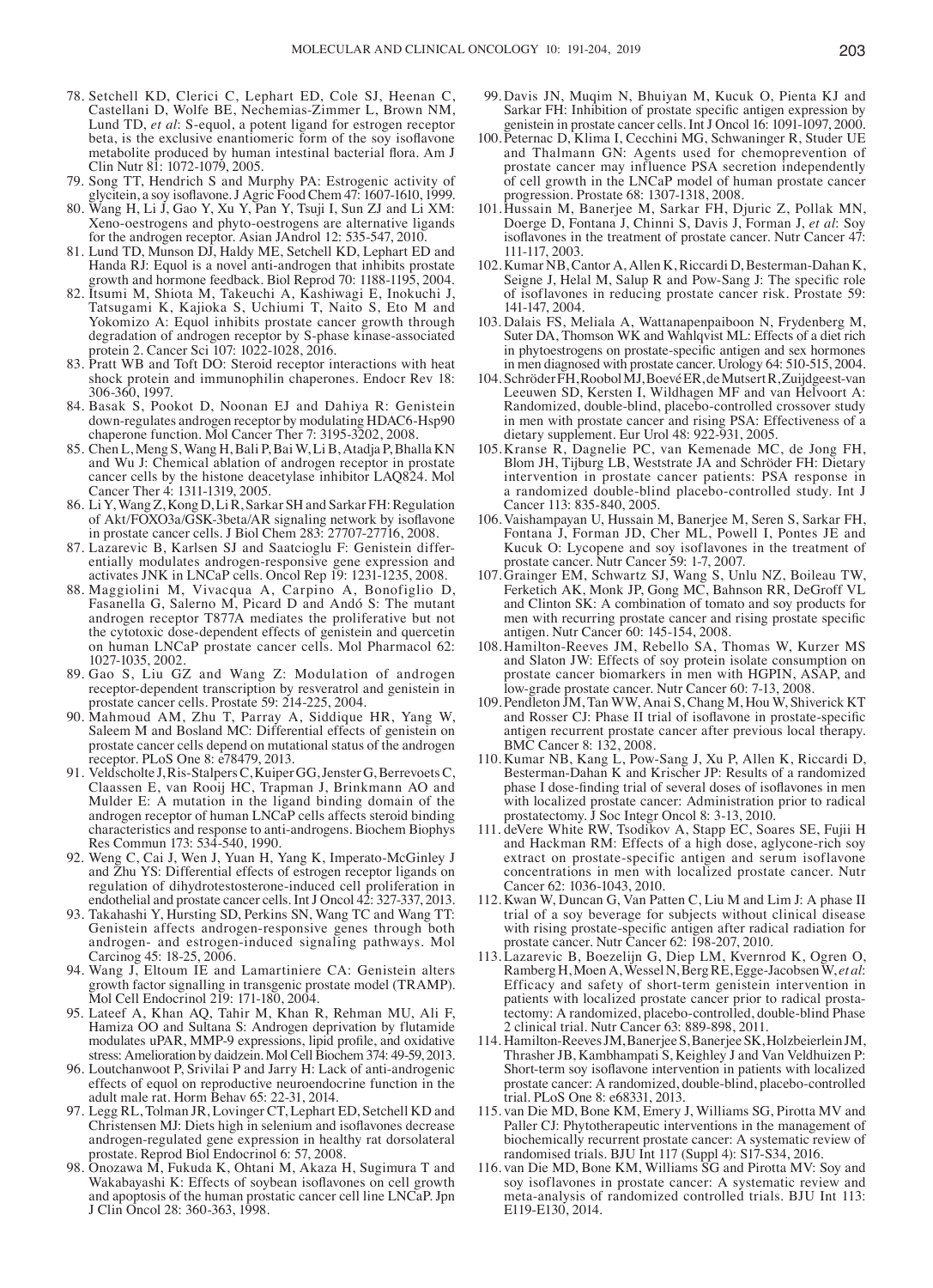78. Setchell KD, Clerici C, Lephart ED, Cole SJ, Heenan C, Castellani D, Wolfe BE, Nechemias-Zimmer L, Brown NM, Lund TD, *et al*: S-equol, a potent ligand for estrogen receptor beta, is the exclusive enantiomeric form of the soy isoflavone metabolite produced by human intestinal bacterial flora. Am J Clin Nutr 81: 1072-1079, 2005.
79. Song TT, Hendrich S and Murphy PA: Estrogenic activity of glycitein, a soy isoflavone. J Agric Food Chem 47: 1607-1610, 1999.
80. Wang H, Li J, Gao Y, Xu Y, Pan Y, Tsuji I, Sun ZJ and Li XM: Xeno-oestrogens and phyto-oestrogens are alternative ligands for the androgen receptor. Asian JAndrol 12: 535-547, 2010.
81. Lund TD, Munson DJ, Haldy ME, Setchell KD, Lephart ED and Handa RJ: Equol is a novel anti-androgen that inhibits prostate growth and hormone feedback. Biol Reprod 70: 1188-1195, 2004.
82. Itsumi M, Shiota M, Takeuchi A, Kashiwagi E, Inokuchi J, Tatsugami K, Kajioka S, Uchiumi T, Naito S, Eto M and Yokomizo A: Equol inhibits prostate cancer growth through degradation of androgen receptor by S-phase kinase-associated protein 2. Cancer Sci 107: 1022-1028, 2016.
83. Pratt WB and Toft DO: Steroid receptor interactions with heat shock protein and immunophilin chaperones. Endocr Rev 18: 306-360, 1997.
84. Basak S, Pookot D, Noonan EJ and Dahiya R: Genistein down-regulates androgen receptor by modulating HDAC6-Hsp90 chaperone function. Mol Cancer Ther 7: 3195-3202, 2008.
85. Chen L, Meng S, Wang H, Bali P, Bai W, Li B, Atadja P, Bhalla KN and Wu J: Chemical ablation of androgen receptor in prostate cancer cells by the histone deacetylase inhibitor LAQ824. Mol Cancer Ther 4: 1311-1319, 2005.
86. Li Y, Wang Z, Kong D, Li R, Sarkar SH and Sarkar FH: Regulation of Akt/FOXO3a/GSK-3beta/AR signaling network by isoflavone in prostate cancer cells. J Biol Chem 283: 27707-27716, 2008.
87. Lazarevic B, Karlsen SJ and Saatcioglu F: Genistein differentially modulates androgen-responsive gene expression and activates JNK in LNCaP cells. Oncol Rep 19: 1231-1235, 2008.
88. Maggiolini M, Vivacqua A, Carpino A, Bonofiglio D, Fasanella G, Salerno M, Picard D and Andó S: The mutant androgen receptor T877A mediates the proliferative but not the cytotoxic dose-dependent effects of genistein and quercetin on human LNCaP prostate cancer cells. Mol Pharmacol 62: 1027-1035, 2002.
89. Gao S, Liu GZ and Wang Z: Modulation of androgen receptor-dependent transcription by resveratrol and genistein in prostate cancer cells. Prostate 59: 214-225, 2004.
90. Mahmoud AM, Zhu T, Parray A, Siddique HR, Yang W, Saleem M and Bosland MC: Differential effects of genistein on prostate cancer cells depend on mutational status of the androgen receptor. PLoS One 8: e78479, 2013.
91. Veldscholte J, Ris-Stalpers C, Kuiper GG, Jenster G, Berrevoets C, Claassen E, van Rooij HC, Trapman J, Brinkmann AO and Mulder E: A mutation in the ligand binding domain of the androgen receptor of human LNCaP cells affects steroid binding characteristics and response to anti-androgens. Biochem Biophys Res Commun 173: 534-540, 1990.
92. Weng C, Cai J, Wen J, Yuan H, Yang K, Imperato-McGinley J and Zhu YS: Differential effects of estrogen receptor ligands on regulation of dihydrotestosterone-induced cell proliferation in endothelial and prostate cancer cells. Int J Oncol 42: 327-337, 2013.
93. Takahashi Y, Hursting SD, Perkins SN, Wang TC and Wang TT: Genistein affects androgen-responsive genes through both androgen- and estrogen-induced signaling pathways. Mol Carcinog 45: 18-25, 2006.
94. Wang J, Eltoum IE and Lamartiniere CA: Genistein alters growth factor signalling in transgenic prostate model (TRAMP). Mol Cell Endocrinol 219: 171-180, 2004.
95. Lateef A, Khan AQ, Tahir M, Khan R, Rehman MU, Ali F, Hamiza OO and Sultana S: Androgen deprivation by flutamide modulates uPAR, MMP-9 expressions, lipid profile, and oxidative stress: Amelioration by daidzein. Mol Cell Biochem 374: 49-59, 2013.
96. Loutchanwoot P, Srivilai P and Jarry H: Lack of anti-androgenic effects of equol on reproductive neuroendocrine function in the adult male rat. Horm Behav 65: 22-31, 2014.
97. Legg RL, Tolman JR, Lovinger CT, Lephart ED, Setchell KD and Christensen MJ: Diets high in selenium and isoflavones decrease androgen-regulated gene expression in healthy rat dorsolateral prostate. Reprod Biol Endocrinol 6: 57, 2008.
98. Onozawa M, Fukuda K, Ohtani M, Akaza H, Sugimura T and Wakabayashi K: Effects of soybean isoflavones on cell growth and apoptosis of the human prostatic cancer cell line LNCaP. Jpn J Clin Oncol 28: 360-363, 1998.
99. Davis JN, Muqim N, Bhuiyan M, Kucuk O, Pienta KJ and Sarkar FH: Inhibition of prostate specific antigen expression by genistein in prostate cancer cells. Int J Oncol 16: 1091-1097, 2000.
100. Peternac D, Klima I, Cecchini MG, Schwaninger R, Studer UE and Thalmann GN: Agents used for chemoprevention of prostate cancer may influence PSA secretion independently of cell growth in the LNCaP model of human prostate cancer progression. Prostate 68: 1307-1318, 2008.
101. Hussain M, Banerjee M, Sarkar FH, Djuric Z, Pollak MN, Doerge D, Fontana J, Chinni S, Davis J, Forman J, *et al*: Soy isoflavones in the treatment of prostate cancer. Nutr Cancer 47: 111-117, 2003.
102. Kumar NB, Cantor A, Allen K, Riccardi D, Besterman-Dahan K, Seigne J, Helal M, Salup R and Pow-Sang J: The specific role of isoflavones in reducing prostate cancer risk. Prostate 59: 141-147, 2004.
103. Dalais FS, Meliala A, Wattanapenpaiboon N, Frydenberg M, Suter DA, Thomson WK and Wahlqvist ML: Effects of a diet rich in phytoestrogens on prostate-specific antigen and sex hormones in men diagnosed with prostate cancer. Urology 64: 510-515, 2004.
104. Schröder FH, Roobol MJ, Boevé ER, de Mutsert R, Zuijdgeest-van Leeuwen SD, Kersten I, Wildhagen MF and van Helvoort A: Randomized, double-blind, placebo-controlled crossover study in men with prostate cancer and rising PSA: Effectiveness of a dietary supplement. Eur Urol 48: 922-931, 2005.
105. Kranse R, Dagnelie PC, van Kemenade MC, de Jong FH, Blom JH, Tijburg LB, Weststrate JA and Schröder FH: Dietary intervention in prostate cancer patients: PSA response in a randomized double-blind placebo-controlled study. Int J Cancer 113: 835-840, 2005.
106. Vaishampayan U, Hussain M, Banerjee M, Seren S, Sarkar FH, Fontana J, Forman JD, Cher ML, Powell I, Pontes JE and Kucuk O: Lycopene and soy isoflavones in the treatment of prostate cancer. Nutr Cancer 59: 1-7, 2007.
107. Grainger EM, Schwartz SJ, Wang S, Unlu NZ, Boileau TW, Ferketich AK, Monk JP, Gong MC, Bahnson RR, DeGroff VL and Clinton SK: A combination of tomato and soy products for men with recurring prostate cancer and rising prostate specific antigen. Nutr Cancer 60: 145-154, 2008.
108. Hamilton-Reeves JM, Rebello SA, Thomas W, Kurzer MS and Slaton JW: Effects of soy protein isolate consumption on prostate cancer biomarkers in men with HGPIN, ASAP, and low-grade prostate cancer. Nutr Cancer 60: 7-13, 2008.
109. Pendleton JM, Tan WW, Anai S, Chang M, Hou W, Shiverick KT and Rosser CJ: Phase II trial of isoflavone in prostate-specific antigen recurrent prostate cancer after previous local therapy. BMC Cancer 8: 132, 2008.
110. Kumar NB, Kang L, Pow-Sang J, Xu P, Allen K, Riccardi D, Besterman-Dahan K and Krischer JP: Results of a randomized phase I dose-finding trial of several doses of isoflavones in men with localized prostate cancer: Administration prior to radical prostatectomy. J Soc Integr Oncol 8: 3-13, 2010.
111. deVere White RW, Tsodikov A, Stapp EC, Soares SE, Fujii H and Hackman RM: Effects of a high dose, aglycone-rich soy extract on prostate-specific antigen and serum isoflavone concentrations in men with localized prostate cancer. Nutr Cancer 62: 1036-1043, 2010.
112. Kwan W, Duncan G, Van Patten C, Liu M and Lim J: A phase II trial of a soy beverage for subjects without clinical disease with rising prostate-specific antigen after radical radiation for prostate cancer. Nutr Cancer 62: 198-207, 2010.
113. Lazarevic B, Boezelijn G, Diep LM, Kvernrod K, Ogren O, Ramberg H, Moen A, Wessel N, Berg RE, Egge-Jacobsen W, *et al*: Efficacy and safety of short-term genistein intervention in patients with localized prostate cancer prior to radical prostatectomy: A randomized, placebo-controlled, double-blind Phase 2 clinical trial. Nutr Cancer 63: 889-898, 2011.
114. Hamilton-Reeves JM, Banerjee S, Banerjee SK, Holzbeierlein JM, Thrasher JB, Kambhampati S, Keighley J and Van Veldhuizen P: Short-term soy isoflavone intervention in patients with localized prostate cancer: A randomized, double-blind, placebo-controlled trial. PLoS One 8: e68331, 2013.
115. van Die MD, Bone KM, Emery J, Williams SG, Pirotta MV and Paller CJ: Phytotherapeutic interventions in the management of biochemically recurrent prostate cancer: A systematic review of randomised trials. BJU Int 117 (Suppl 4): S17-S34, 2016.
116. van Die MD, Bone KM, Williams SG and Pirotta MV: Soy and soy isoflavones in prostate cancer: A systematic review and meta-analysis of randomized controlled trials. BJU Int 113: E119-E130, 2014.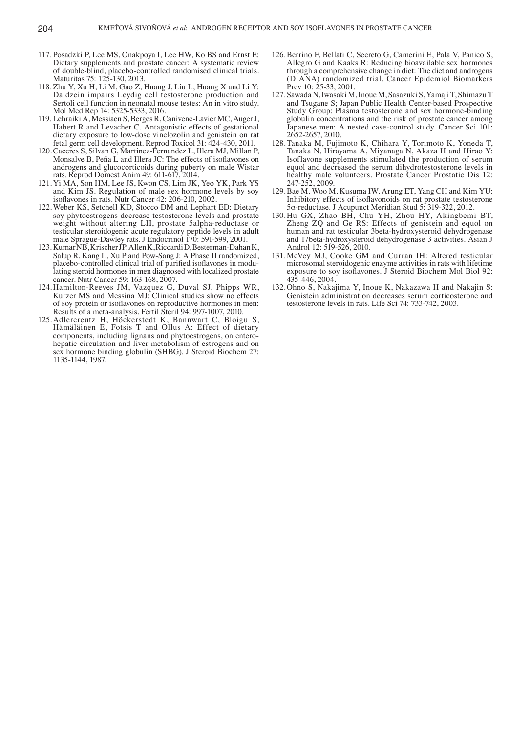117. Posadzki P, Lee MS, Onakpoya I, Lee HW, Ko BS and Ernst E: Dietary supplements and prostate cancer: A systematic review of double-blind, placebo-controlled randomised clinical trials. Maturitas 75: 125-130, 2013.
118. Zhu Y, Xu H, Li M, Gao Z, Huang J, Liu L, Huang X and Li Y: Daidzein impairs Leydig cell testosterone production and Sertoli cell function in neonatal mouse testes: An in vitro study. Mol Med Rep 14: 5325-5333, 2016.
119. Lehraiki A, Messiaen S, Berges R, Canivenc-Lavier MC, Auger J, Habert R and Levacher C. Antagonistic effects of gestational dietary exposure to low-dose vinclozolin and genistein on rat fetal germ cell development. Reprod Toxicol 31: 424-430, 2011.
120. Caceres S, Silvan G, Martinez-Fernandez L, Illera MJ, Millan P, Monsalve B, Peña L and Illera JC: The effects of isoflavones on androgens and glucocorticoids during puberty on male Wistar rats. Reprod Domest Anim 49: 611-617, 2014.
121. Yi MA, Son HM, Lee JS, Kwon CS, Lim JK, Yeo YK, Park YS and Kim JS. Regulation of male sex hormone levels by soy isoflavones in rats. Nutr Cancer 42: 206-210, 2002.
122. Weber KS, Setchell KD, Stocco DM and Lephart ED: Dietary soy-phytoestrogens decrease testosterone levels and prostate weight without altering LH, prostate 5alpha-reductase or testicular steroidogenic acute regulatory peptide levels in adult male Sprague-Dawley rats. J Endocrinol 170: 591-599, 2001.
123. Kumar NB, Krischer JP, Allen K, Riccardi D, Besterman-Dahan K, Salup R, Kang L, Xu P and Pow-Sang J: A Phase II randomized, placebo-controlled clinical trial of purified isoflavones in modulating steroid hormones in men diagnosed with localized prostate cancer. Nutr Cancer 59: 163-168, 2007.
124. Hamilton-Reeves JM, Vazquez G, Duval SJ, Phipps WR, Kurzer MS and Messina MJ: Clinical studies show no effects of soy protein or isoflavones on reproductive hormones in men: Results of a meta-analysis. Fertil Steril 94: 997-1007, 2010.
125. Adlercreutz H, Höckerstedt K, Bannwart C, Bloigu S, Hämäläinen E, Fotsis T and Ollus A: Effect of dietary components, including lignans and phytoestrogens, on enterohepatic circulation and liver metabolism of estrogens and on sex hormone binding globulin (SHBG). J Steroid Biochem 27: 1135-1144, 1987.
126. Berrino F, Bellati C, Secreto G, Camerini E, Pala V, Panico S, Allegro G and Kaaks R: Reducing bioavailable sex hormones through a comprehensive change in diet: The diet and androgens (DIANA) randomized trial. Cancer Epidemiol Biomarkers Prev 10: 25-33, 2001.
127. Sawada N, Iwasaki M, Inoue M, Sasazuki S, Yamaji T, Shimazu T and Tsugane S; Japan Public Health Center-based Prospective Study Group: Plasma testosterone and sex hormone-binding globulin concentrations and the risk of prostate cancer among Japanese men: A nested case-control study. Cancer Sci 101: 2652-2657, 2010.
128. Tanaka M, Fujimoto K, Chihara Y, Torimoto K, Yoneda T, Tanaka N, Hirayama A, Miyanaga N, Akaza H and Hirao Y: Isoflavone supplements stimulated the production of serum equol and decreased the serum dihydrotestosterone levels in healthy male volunteers. Prostate Cancer Prostatic Dis 12: 247-252, 2009.
129. Bae M, Woo M, Kusuma IW, Arung ET, Yang CH and Kim YU: Inhibitory effects of isoflavonoids on rat prostate testosterone 5α-reductase. J Acupunct Meridian Stud 5: 319-322, 2012.
130. Hu GX, Zhao BH, Chu YH, Zhou HY, Akingbemi BT, Zheng ZQ and Ge RS: Effects of genistein and equol on human and rat testicular 3beta-hydroxysteroid dehydrogenase and 17beta-hydroxysteroid dehydrogenase 3 activities. Asian J Androl 12: 519-526, 2010.
131. McVey MJ, Cooke GM and Curran IH: Altered testicular microsomal steroidogenic enzyme activities in rats with lifetime exposure to soy isoflavones. J Steroid Biochem Mol Biol 92: 435-446, 2004.
132. Ohno S, Nakajima Y, Inoue K, Nakazawa H and Nakajin S: Genistein administration decreases serum corticosterone and testosterone levels in rats. Life Sci 74: 733-742, 2003.